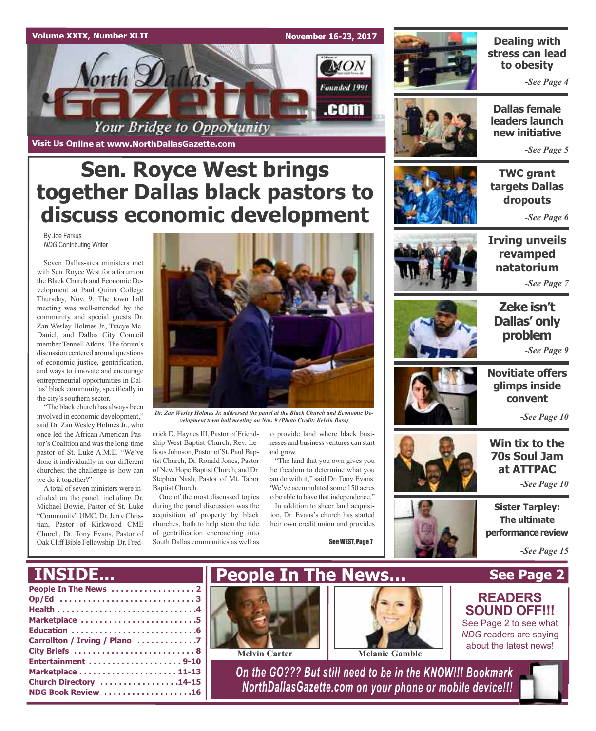Volume XXIX, Number XLII

November 16-23, 2017

# North Dallas Gazette

Founded 1991

.com

*Your Bridge to Opportunity*

Visit Us Online at www.NorthDallasGazette.com

# Sen. Royce West brings together Dallas black pastors to discuss economic development

By Joe Farkus
*NDG* Contributing Writer

Seven Dallas-area ministers met with Sen. Royce West for a forum on the Black Church and Economic Development at Paul Quinn College Thursday, Nov. 9. The town hall meeting was well-attended by the community and special guests Dr. Zan Wesley Holmes Jr., Tracye McDaniel, and Dallas City Council member Tennell Atkins. The forum's discussion centered around questions of economic justice, gentrification, and ways to innovate and encourage entrepreneurial opportunities in Dallas' black community, specifically in the city's southern sector.

"The black church has always been involved in economic development," said Dr. Zan Wesley Holmes Jr., who once led the African American Pastor's Coalition and was the long-time pastor of St. Luke A.M.E. "We've done it individually in our different churches; the challenge is: how can we do it together?"

A total of seven ministers were included on the panel, including Dr. Michael Bowie, Pastor of St. Luke "Community" UMC, Dr. Jerry Christian, Pastor of Kirkwood CME Church, Dr. Tony Evans, Pastor of Oak Cliff Bible Fellowship, Dr. Frederick D. Haynes III, Pastor of Friendship West Baptist Church, Rev. Lelious Johnson, Pastor of St. Paul Baptist Church, Dr. Ronald Jones, Pastor of New Hope Baptist Church, and Dr. Stephen Nash, Pastor of Mt. Tabor Baptist Church.

*Dr. Zan Wesley Holmes Jr. addressed the panel at the Black Church and Economic Development town hall meeting on Nov. 9 (Photo Credit: Kelvin Bass)*

One of the most discussed topics during the panel discussion was the acquisition of property by black churches, both to help stem the tide of gentrification encroaching into South Dallas communities as well as to provide land where black businesses and business ventures can start and grow.

"The land that you own gives you the freedom to determine what you can do with it," said Dr. Tony Evans. "We've accumulated some 150 acres to be able to have that independence."

In addition to sheer land acquisition, Dr. Evans's church has started their own credit union and provides

See WEST, Page 7

---

**Dealing with stress can lead to obesity** -See Page 4

**Dallas female leaders launch new initiative** -See Page 5

**TWC grant targets Dallas dropouts** -See Page 6

**Irving unveils revamped natatorium** -See Page 7

**Zeke isn't Dallas' only problem** -See Page 9

**Novitiate offers glimps inside convent** -See Page 10

**Win tix to the 70s Soul Jam at ATTPAC** -See Page 10

**Sister Tarpley: The ultimate performance review** -See Page 15

---

## INSIDE...

- People In The News .................. 2
- Op/Ed .............................. 3
- Health ............................. 4
- Marketplace ........................ 5
- Education .......................... 6
- Carrollton / Irving / Plano ........ 7
- City Briefs ........................ 8
- Entertainment ................... 9-10
- Marketplace .................... 11-13
- Church Directory ............... 14-15
- NDG Book Review ................... 16

## People In The News...

See Page 2

Melvin Carter

Melanie Gamble

**READERS SOUND OFF!!!**

See Page 2 to see what *NDG* readers are saying about the latest news!

*On the GO??? But still need to be in the KNOW!!! Bookmark NorthDallasGazette.com on your phone or mobile device!!!*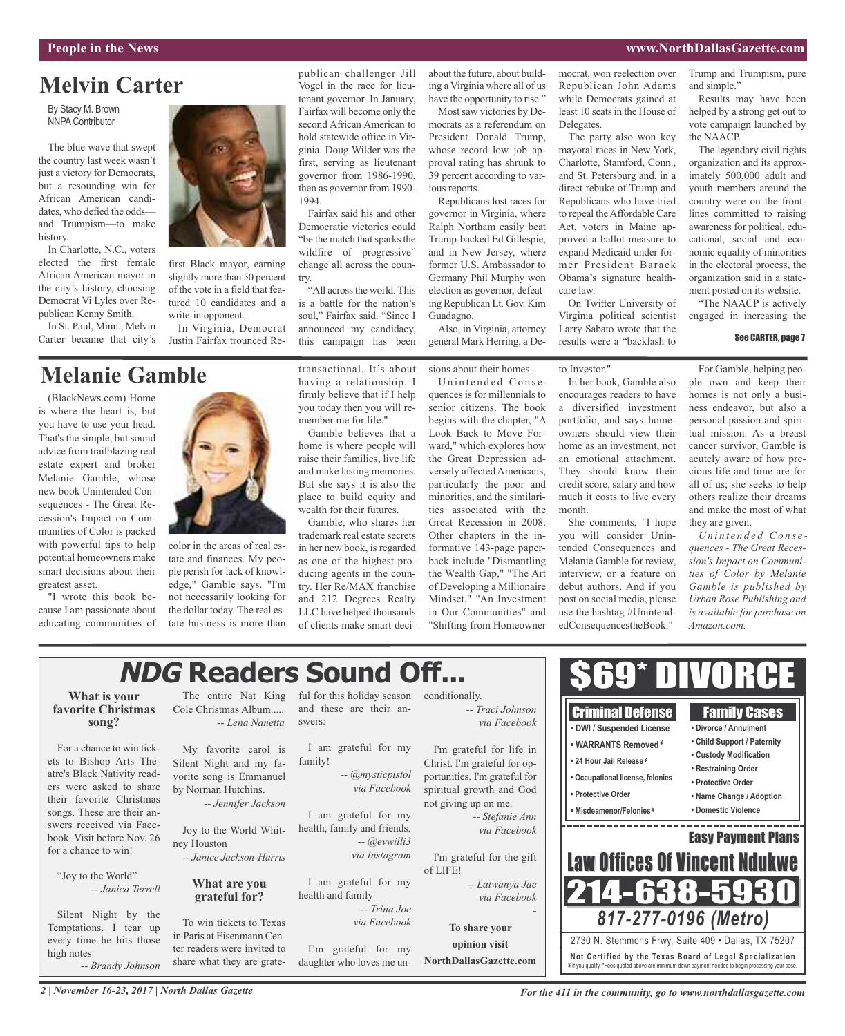# Melvin Carter

By Stacy M. Brown
NNPA Contributor

The blue wave that swept the country last week wasn't just a victory for Democrats, but a resounding win for African American candidates, who defied the odds—and Trumpism—to make history.

In Charlotte, N.C., voters elected the first female African American mayor in the city's history, choosing Democrat Vi Lyles over Republican Kenny Smith.

In St. Paul, Minn., Melvin Carter became that city's first Black mayor, earning slightly more than 50 percent of the vote in a field that featured 10 candidates and a write-in opponent.

In Virginia, Democrat Justin Fairfax trounced Republican challenger Jill Vogel in the race for lieutenant governor. In January, Fairfax will become only the second African American to hold statewide office in Virginia. Doug Wilder was the first, serving as lieutenant governor from 1986-1990, then as governor from 1990-1994.

Fairfax said his and other Democratic victories could "be the match that sparks the wildfire of progressive" change all across the country.

"All across the world. This is a battle for the nation's soul," Fairfax said. "Since I announced my candidacy, this campaign has been about the future, about building a Virginia where all of us have the opportunity to rise."

Most saw victories by Democrats as a referendum on President Donald Trump, whose record low job approval rating has shrunk to 39 percent according to various reports.

Republicans lost races for governor in Virginia, where Ralph Northam easily beat Trump-backed Ed Gillespie, and in New Jersey, where former U.S. Ambassador to Germany Phil Murphy won election as governor, defeating Republican Lt. Gov. Kim Guadagno.

Also, in Virginia, attorney general Mark Herring, a Democrat, won reelection over Republican John Adams while Democrats gained at least 10 seats in the House of Delegates.

The party also won key mayoral races in New York, Charlotte, Stamford, Conn., and St. Petersburg and, in a direct rebuke of Trump and Republicans who have tried to repeal the Affordable Care Act, voters in Maine approved a ballot measure to expand Medicaid under former President Barack Obama's signature healthcare law.

On Twitter University of Virginia political scientist Larry Sabato wrote that the results were a "backlash to Trump and Trumpism, pure and simple."

Results may have been helped by a strong get out to vote campaign launched by the NAACP.

The legendary civil rights organization and its approximately 500,000 adult and youth members around the country were on the frontlines committed to raising awareness for political, educational, social and economic equality of minorities in the electoral process, the organization said in a statement posted on its website.

"The NAACP is actively engaged in increasing the

See CARTER, page 7

# Melanie Gamble

(BlackNews.com) Home is where the heart is, but you have to use your head. That's the simple, but sound advice from trailblazing real estate expert and broker Melanie Gamble, whose new book Unintended Consequences - The Great Recession's Impact on Communities of Color is packed with powerful tips to help potential homeowners make smart decisions about their greatest asset.

"I wrote this book because I am passionate about educating communities of color in the areas of real estate and finances. My people perish for lack of knowledge," Gamble says. "I'm not necessarily looking for the dollar today. The real estate business is more than transactional. It's about having a relationship. I firmly believe that if I help you today then you will remember me for life."

Gamble believes that a home is where people will raise their families, live life and make lasting memories. But she says it is also the place to build equity and wealth for their futures.

Gamble, who shares her trademark real estate secrets in her new book, is regarded as one of the highest-producing agents in the country. Her Re/MAX franchise and 212 Degrees Realty LLC have helped thousands of clients make smart decisions about their homes.

Unintended Consequences is for millennials to senior citizens. The book begins with the chapter, "A Look Back to Move Forward," which explores how the Great Depression adversely affected Americans, particularly the poor and minorities, and the similarities associated with the Great Recession in 2008. Other chapters in the informative 143-page paperback include "Dismantling the Wealth Gap," "The Art of Developing a Millionaire Mindset," "An Investment in Our Communities" and "Shifting from Homeowner to Investor."

In her book, Gamble also encourages readers to have a diversified investment portfolio, and says homeowners should view their home as an investment, not an emotional attachment. They should know their credit score, salary and how much it costs to live every month.

She comments, "I hope you will consider Unintended Consequences and Melanie Gamble for review, interview, or a feature on debut authors. And if you post on social media, please use the hashtag #UnintendedConsequencestheBook."

For Gamble, helping people own and keep their homes is not only a business endeavor, but also a personal passion and spiritual mission. As a breast cancer survivor, Gamble is acutely aware of how precious life and time are for all of us; she seeks to help others realize their dreams and make the most of what they are given.

*Unintended Consequences - The Great Recession's Impact on Communities of Color by Melanie Gamble is published by Urban Rose Publishing and is available for purchase on Amazon.com.*

# NDG Readers Sound Off...

### What is your favorite Christmas song?

For a chance to win tickets to Bishop Arts Theatre's Black Nativity readers were asked to share their favorite Christmas songs. These are their answers received via Facebook. Visit before Nov. 26 for a chance to win!

"Joy to the World"
*-- Janica Terrell*

Silent Night by the Temptations. I tear up every time he hits those high notes
*-- Brandy Johnson*

The entire Nat King Cole Christmas Album.....
*-- Lena Nanetta*

My favorite carol is Silent Night and my favorite song is Emmanuel by Norman Hutchins.
*-- Jennifer Jackson*

Joy to the World Whitney Houston
*-- Janice Jackson-Harris*

### What are you grateful for?

To win tickets to Texas in Paris at Eisenmann Center readers were invited to share what they are grateful for this holiday season and these are their answers:

I am grateful for my family!
*-- @mysticpistol via Facebook*

I am grateful for my health, family and friends.
*-- @evwilli3 via Instagram*

I am grateful for my health and family
*-- Trina Joe via Facebook*

I'm grateful for my daughter who loves me unconditionally.
*-- Traci Johnson via Facebook*

I'm grateful for life in Christ. I'm grateful for opportunities. I'm grateful for spiritual growth and God not giving up on me.
*-- Stefanie Ann via Facebook*

I'm grateful for the gift of LIFE!
*-- Latwanya Jae via Facebook*

**To share your opinion visit NorthDallasGazette.com**

# $69* DIVORCE

**Criminal Defense**
- DWI / Suspended License
- WARRANTS Removed¥
- 24 Hour Jail Release¥
- Occupational license, felonies
- Protective Order
- Misdeamenor/Felonies¥

**Family Cases**
- Divorce / Annulment
- Child Support / Paternity
- Custody Modification
- Restraining Order
- Protective Order
- Name Change / Adoption
- Domestic Violence

**Easy Payment Plans**

**Law Offices Of Vincent Ndukwe**

**214-638-5930**

**817-277-0196 (Metro)**

2730 N. Stemmons Frwy, Suite 409 • Dallas, TX 75207

**Not Certified by the Texas Board of Legal Specialization**
¥ If you qualify. *Fees quoted above are minimum down payment needed to begin processing your case.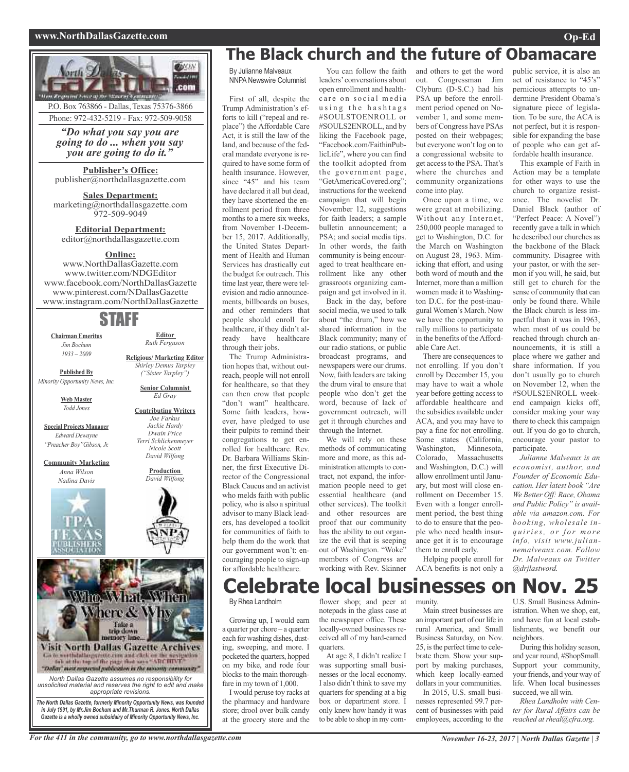P.O. Box 763866 - Dallas, Texas 75376-3866
Phone: 972-432-5219 - Fax: 972-509-9058

*"Do what you say you are going to do ... when you say you are going to do it."*

**Publisher's Office:**
publisher@northdallasgazette.com

**Sales Department:**
marketing@northdallasgazette.com
972-509-9049

**Editorial Department:**
editor@northdallasgazette.com

**Online:**
www.NorthDallasGazette.com
www.twitter.com/NDGEditor
www.facebook.com/NorthDallasGazette
www.pinterest.com/NDallasGazette
www.instagram.com/NorthDallasGazette

## STAFF

**Chairman Emeritus**
*Jim Bochum*
*1933 – 2009*

**Published By**
*Minority Opportunity News, Inc.*

**Web Master**
*Todd Jones*

**Special Projects Manager**
*Edward Dewayne "Preacher Boy" Gibson, Jr.*

**Community Marketing**
*Anna Wilson*
*Nadina Davis*

**Editor**
*Ruth Ferguson*

**Religious/ Marketing Editor**
*Shirley Demus Tarpley ("Sister Tarpley")*

**Senior Columnist**
*Ed Gray*

**Contributing Writers**
*Joe Farkus*
*Jackie Hardy*
*Dwain Price*
*Terri Schlichenmeyer*
*Nicole Scott*
*David Wilfong*

**Production**
*David Wilfong*

Who, What, When, Where & Why — Take a trip down memory lane... Visit North Dallas Gazette Archives. Go to northdallasgazette.com and click on the navigation tab at the top of the page that says "ARCHIVE". "Dallas' most respected publication in the minority community"

*North Dallas Gazette assumes no responsibility for unsolicited material and reserves the right to edit and make appropriate revisions.*

***The North Dallas Gazette, formerly Minority Opportunity News, was founded in July 1991, by Mr.Jim Bochum and Mr.Thurman R. Jones. North Dallas Gazette is a wholly owned subsidairy of Minority Opportunity News, Inc.***

# The Black church and the future of Obamacare

By Julianne Malveaux
NNPA Newswire Columnist

First of all, despite the Trump Administration's efforts to kill ("repeal and replace") the Affordable Care Act, it is still the law of the land, and because of the federal mandate everyone is required to have some form of health insurance. However, since "45" and his team have declared it all but dead, they have shortened the enrollment period from three months to a mere six weeks, from November 1-December 15, 2017. Additionally, the United States Department of Health and Human Services has drastically cut the budget for outreach. This time last year, there were television and radio announcements, billboards on buses, and other reminders that people should enroll for healthcare, if they didn't already have healthcare through their jobs.

The Trump Administration hopes that, without outreach, people will not enroll for healthcare, so that they can then crow that people "don't want" healthcare. Some faith leaders, however, have pledged to use their pulpits to remind their congregations to get enrolled for healthcare. Rev. Dr. Barbara Williams Skinner, the first Executive Director of the Congressional Black Caucus and an activist who melds faith with public policy, who is also a spiritual advisor to many Black leaders, has developed a toolkit for communities of faith to help them do the work that our government won't: encouraging people to sign-up for affordable healthcare.

You can follow the faith leaders' conversations about open enrollment and healthcare on social media using the hashtags #SOULSTOENROLL or #SOULS2ENROLL, and by liking the Facebook page, "Facebook.com/FaithinPublicLife", where you can find the toolkit adopted from the government page, "GetAmericaCovered.org"; instructions for the weekend campaign that will begin November 12, suggestions for faith leaders; a sample bulletin announcement; a PSA; and social media tips. In other words, the faith community is being encouraged to treat healthcare enrollment like any other grassroots organizing campaign and get involved in it.

Back in the day, before social media, we used to talk about "the drum," how we shared information in the Black community; many of our radio stations, or public broadcast programs, and newspapers were our drums. Now, faith leaders are taking the drum viral to ensure that people who don't get the word, because of lack of government outreach, will get it through churches and through the Internet.

We will rely on these methods of communicating more and more, as this administration attempts to contract, not expand, the information people need to get essential healthcare (and other services). The toolkit and other resources are proof that our community has the ability to out organize the evil that is seeping out of Washington. "Woke" members of Congress are working with Rev. Skinner and others to get the word out. Congressman Jim Clyburn (D-S.C.) had his PSA up before the enrollment period opened on November 1, and some members of Congress have PSAs posted on their webpages; but everyone won't log on to a congressional website to get access to the PSA. That's where the churches and community organizations come into play.

Once upon a time, we were great at mobilizing. Without any Internet, 250,000 people managed to get to Washington, D.C. for the March on Washington on August 28, 1963. Mimicking that effort, and using both word of mouth and the Internet, more than a million women made it to Washington D.C. for the post-inaugural Women's March. Now we have the opportunity to rally millions to participate in the benefits of the Affordable Care Act.

There are consequences to not enrolling. If you don't enroll by December 15, you may have to wait a whole year before getting access to affordable healthcare and the subsidies available under ACA, and you may have to pay a fine for not enrolling. Some states (California, Washington, Minnesota, Colorado, Massachusetts and Washington, D.C.) will allow enrollment until January, but most will close enrollment on December 15. Even with a longer enrollment period, the best thing to do to ensure that the people who need health insurance get it is to encourage them to enroll early.

Helping people enroll for ACA benefits is not only a public service, it is also an act of resistance to "45's" pernicious attempts to undermine President Obama's signature piece of legislation. To be sure, the ACA is not perfect, but it is responsible for expanding the base of people who can get affordable health insurance.

This example of Faith in Action may be a template for other ways to use the church to organize resistance. The novelist Dr. Daniel Black (author of "Perfect Peace: A Novel") recently gave a talk in which he described our churches as the backbone of the Black community. Disagree with your pastor, or with the sermon if you will, he said, but still get to church for the sense of community that can only be found there. While the Black church is less impactful than it was in 1963, when most of us could be reached through church announcements, it is still a place where we gather and share information. If you don't usually go to church on November 12, when the #SOULS2ENROLL weekend campaign kicks off, consider making your way there to check this campaign out. If you do go to church, encourage your pastor to participate.

*Julianne Malveaux is an economist, author, and Founder of Economic Education. Her latest book "Are We Better Off: Race, Obama and Public Policy" is available via amazon.com. For booking, wholesale inquiries, or for more info, visit www.juliannemalveaux.com. Follow Dr. Malveaux on Twitter @drjlastword.*

# Celebrate local businesses on Nov. 25

By Rhea Landholm

Growing up, I would earn a quarter per chore – a quarter each for washing dishes, dusting, sweeping, and more. I pocketed the quarters, hopped on my bike, and rode four blocks to the main thoroughfare in my town of 1,000.

I would peruse toy racks at the pharmacy and hardware store; drool over bulk candy at the grocery store and the flower shop; and peer at notepads in the glass case at the newspaper office. These locally-owned businesses received all of my hard-earned quarters.

At age 8, I didn't realize I was supporting small businesses or the local economy. I also didn't think to save my quarters for spending at a big box or department store. I only knew how handy it was to be able to shop in my community.

Main street businesses are an important part of our life in rural America, and Small Business Saturday, on Nov. 25, is the perfect time to celebrate them. Show your support by making purchases, which keep locally-earned dollars in your communities.

In 2015, U.S. small businesses represented 99.7 percent of businesses with paid employees, according to the U.S. Small Business Administration. When we shop, eat, and have fun at local establishments, we benefit our neighbors.

During this holiday season, and year round, #ShopSmall. Support your community, your friends, and your way of life. When local businesses succeed, we all win.

*Rhea Landholm with Center for Rural Affairs can be reached at rheal@cfra.org.*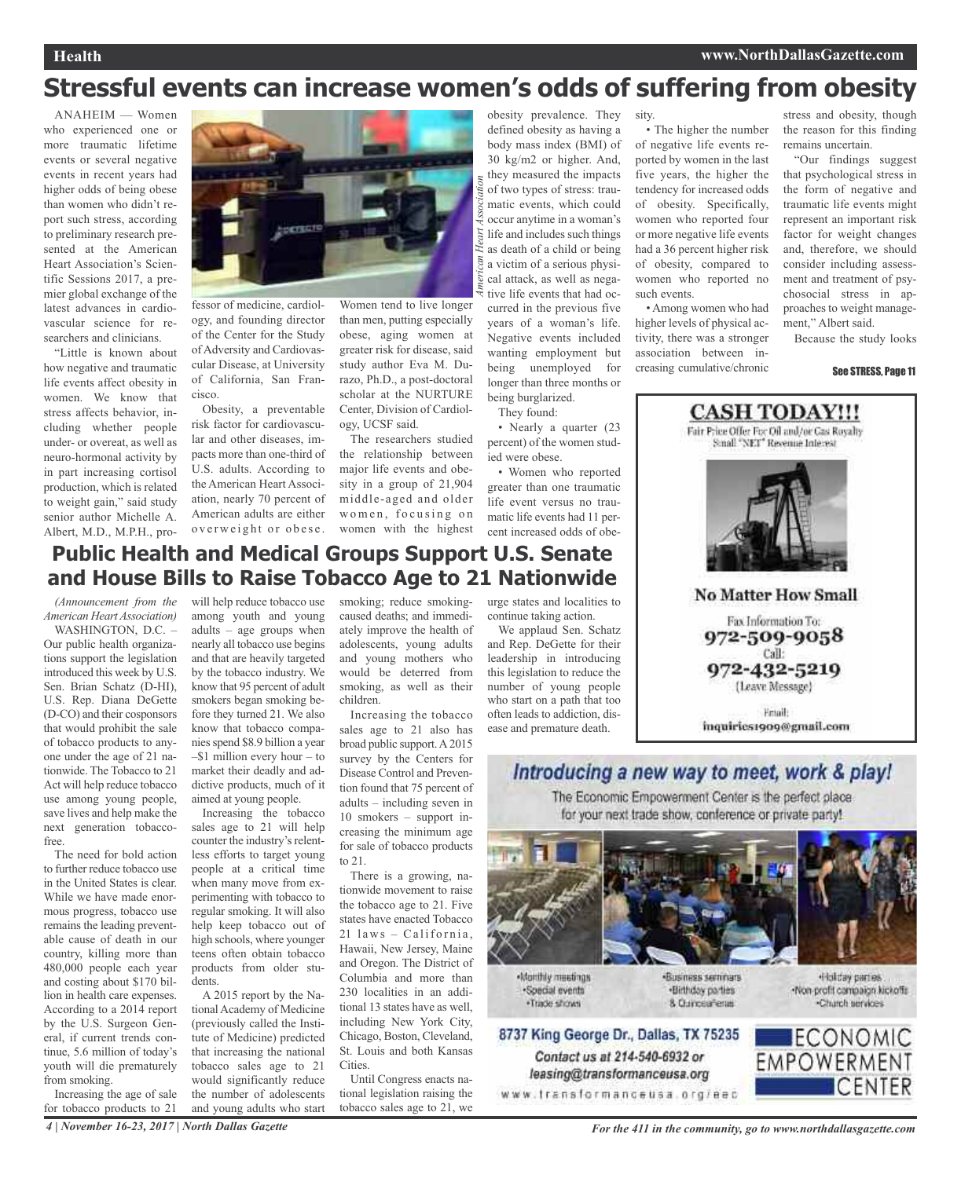# Stressful events can increase women's odds of suffering from obesity

ANAHEIM — Women who experienced one or more traumatic lifetime events or several negative events in recent years had higher odds of being obese than women who didn't report such stress, according to preliminary research presented at the American Heart Association's Scientific Sessions 2017, a premier global exchange of the latest advances in cardiovascular science for researchers and clinicians.

"Little is known about how negative and traumatic life events affect obesity in women. We know that stress affects behavior, including whether people under- or overeat, as well as neuro-hormonal activity by in part increasing cortisol production, which is related to weight gain," said study senior author Michelle A. Albert, M.D., M.P.H., professor of medicine, cardiology, and founding director of the Center for the Study of Adversity and Cardiovascular Disease, at University of California, San Francisco.

Obesity, a preventable risk factor for cardiovascular and other diseases, impacts more than one-third of U.S. adults. According to the American Heart Association, nearly 70 percent of American adults are either overweight or obese. Women tend to live longer than men, putting especially obese, aging women at greater risk for disease, said study author Eva M. Durazo, Ph.D., a post-doctoral scholar at the NURTURE Center, Division of Cardiology, UCSF said.

The researchers studied the relationship between major life events and obesity in a group of 21,904 middle-aged and older women, focusing on women with the highest obesity prevalence. They defined obesity as having a body mass index (BMI) of 30 kg/m2 or higher. And, they measured the impacts of two types of stress: traumatic events, which could occur anytime in a woman's life and includes such things as death of a child or being a victim of a serious physical attack, as well as negative life events that had occurred in the previous five years of a woman's life. Negative events included wanting employment but being unemployed for longer than three months or being burglarized.

*American Heart Association*

They found:

- Nearly a quarter (23 percent) of the women studied were obese.
- Women who reported greater than one traumatic life event versus no traumatic life events had 11 percent increased odds of obesity.
- The higher the number of negative life events reported by women in the last five years, the higher the tendency for increased odds of obesity. Specifically, women who reported four or more negative life events had a 36 percent higher risk of obesity, compared to women who reported no such events.
- Among women who had higher levels of physical activity, there was a stronger association between increasing cumulative/chronic stress and obesity, though the reason for this finding remains uncertain.

"Our findings suggest that psychological stress in the form of negative and traumatic life events might represent an important risk factor for weight changes and, therefore, we should consider including assessment and treatment of psychosocial stress in approaches to weight management," Albert said.

Because the study looks

**See STRESS, Page 11**

## Public Health and Medical Groups Support U.S. Senate and House Bills to Raise Tobacco Age to 21 Nationwide

*(Announcement from the American Heart Association)*

WASHINGTON, D.C. – Our public health organizations support the legislation introduced this week by U.S. Sen. Brian Schatz (D-HI), U.S. Rep. Diana DeGette (D-CO) and their cosponsors that would prohibit the sale of tobacco products to anyone under the age of 21 nationwide. The Tobacco to 21 Act will help reduce tobacco use among young people, save lives and help make the next generation tobacco-free.

The need for bold action to further reduce tobacco use in the United States is clear. While we have made enormous progress, tobacco use remains the leading preventable cause of death in our country, killing more than 480,000 people each year and costing about $170 billion in health care expenses. According to a 2014 report by the U.S. Surgeon General, if current trends continue, 5.6 million of today's youth will die prematurely from smoking.

Increasing the age of sale for tobacco products to 21 will help reduce tobacco use among youth and young adults – age groups when nearly all tobacco use begins and that are heavily targeted by the tobacco industry. We know that 95 percent of adult smokers began smoking before they turned 21. We also know that tobacco companies spend $8.9 billion a year –$1 million every hour – to market their deadly and addictive products, much of it aimed at young people.

Increasing the tobacco sales age to 21 will help counter the industry's relentless efforts to target young people at a critical time when many move from experimenting with tobacco to regular smoking. It will also help keep tobacco out of high schools, where younger teens often obtain tobacco products from older students.

A 2015 report by the National Academy of Medicine (previously called the Institute of Medicine) predicted that increasing the national tobacco sales age to 21 would significantly reduce the number of adolescents and young adults who start smoking; reduce smoking-caused deaths; and immediately improve the health of adolescents, young adults and young mothers who would be deterred from smoking, as well as their children.

Increasing the tobacco sales age to 21 also has broad public support. A 2015 survey by the Centers for Disease Control and Prevention found that 75 percent of adults – including seven in 10 smokers – support increasing the minimum age for sale of tobacco products to 21.

There is a growing, nationwide movement to raise the tobacco age to 21. Five states have enacted Tobacco 21 laws – California, Hawaii, New Jersey, Maine and Oregon. The District of Columbia and more than 230 localities in an additional 13 states have as well, including New York City, Chicago, Boston, Cleveland, St. Louis and both Kansas Cities.

Until Congress enacts national legislation raising the tobacco sales age to 21, we urge states and localities to continue taking action.

We applaud Sen. Schatz and Rep. DeGette for their leadership in introducing this legislation to reduce the number of young people who start on a path that too often leads to addiction, disease and premature death.

**CASH TODAY!!!**

Fair Price Offer For Oil and/or Gas Royalty Small "NET" Revenue Interest

**No Matter How Small**

Fax Information To: 972-509-9058

Call: 972-432-5219 (Leave Message)

Email: inquiries1909@gmail.com

***Introducing a new way to meet, work & play!***

The Economic Empowerment Center is the perfect place for your next trade show, conference or private party!

- Monthly meetings
- Special events
- Trade shows
- Business seminars
- Birthday parties & Quinceañeras
- Holiday parties
- Non-profit campaign kickoffs
- Church services

**8737 King George Dr., Dallas, TX 75235**

*Contact us at 214-540-6932 or leasing@transformanceusa.org*

www.transformanceusa.org/eec

ECONOMIC EMPOWERMENT CENTER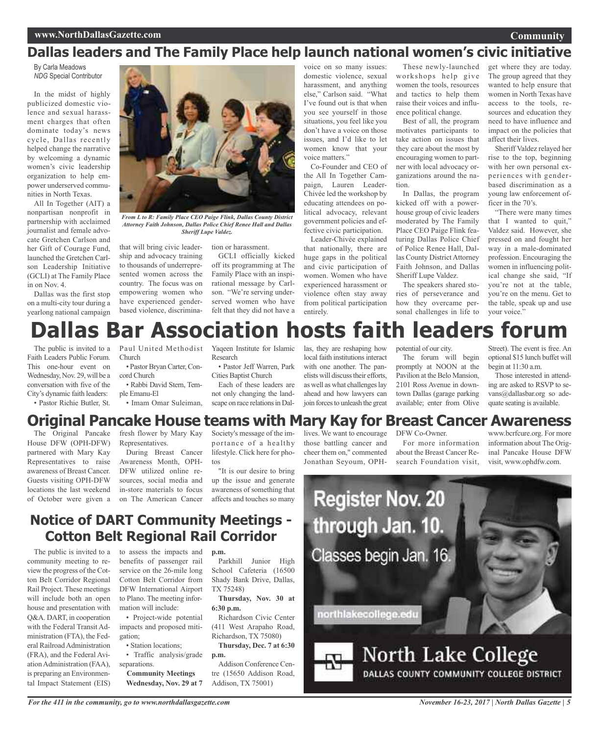## Dallas leaders and The Family Place help launch national women's civic initiative

By Carla Meadows
*NDG* Special Contributor

In the midst of highly publicized domestic violence and sexual harassment charges that often dominate today's news cycle, Dallas recently helped change the narrative by welcoming a dynamic women's civic leadership organization to help empower underserved communities in North Texas.

All In Together (AIT) a nonpartisan nonprofit in partnership with acclaimed journalist and female advocate Gretchen Carlson and her Gift of Courage Fund, launched the Gretchen Carlson Leadership Initiative (GCLI) at The Family Place in on Nov. 4.

Dallas was the first stop on a multi-city tour during a yearlong national campaign that will bring civic leadership and advocacy training to thousands of underrepresented women across the country. The focus was on empowering women who have experienced gender-based violence, discrimination or harassment.

*From L to R: Family Place CEO Paige Flink, Dallas County District Attorney Faith Johnson, Dallas Police Chief Renee Hall and Dallas Sheriff Lupe Valdez.*

GCLI officially kicked off its programming at The Family Place with an inspirational message by Carlson. "We're serving underserved women who have felt that they did not have a voice on so many issues: domestic violence, sexual harassment, and anything else," Carlson said. "What I've found out is that when you see yourself in those situations, you feel like you don't have a voice on those issues, and I'd like to let women know that your voice matters."

Co-Founder and CEO of the All In Together Campaign, Lauren Leader-Chivée led the workshop by educating attendees on political advocacy, relevant government policies and effective civic participation.

Leader-Chivée explained that nationally, there are huge gaps in the political and civic participation of women. Women who have experienced harassment or violence often stay away from political participation entirely.

These newly-launched workshops help give women the tools, resources and tactics to help them raise their voices and influence political change.

Best of all, the program motivates participants to take action on issues that they care about the most by encouraging women to partner with local advocacy organizations around the nation.

In Dallas, the program kicked off with a powerhouse group of civic leaders moderated by The Family Place CEO Paige Flink featuring Dallas Police Chief of Police Renee Hall, Dallas County District Attorney Faith Johnson, and Dallas Sheriff Lupe Valdez.

The speakers shared stories of perseverance and how they overcame personal challenges in life to get where they are today. The group agreed that they wanted to help ensure that women in North Texas have access to the tools, resources and education they need to have influence and impact on the policies that affect their lives.

Sheriff Valdez relayed her rise to the top, beginning with her own personal experiences with gender-based discrimination as a young law enforcement officer in the 70's.

"There were many times that I wanted to quit," Valdez said. However, she pressed on and fought her way in a male-dominated profession. Encouraging the women in influencing political change she said, "If you're not at the table, you're on the menu. Get to the table, speak up and use your voice."

# Dallas Bar Association hosts faith leaders forum

The public is invited to a Faith Leaders Public Forum. This one-hour event on Wednesday, Nov. 29, will be a conversation with five of the City's dynamic faith leaders:

- Pastor Richie Butler, St. Paul United Methodist Church
- Pastor Bryan Carter, Concord Church
- Rabbi David Stern, Temple Emanu-El
- Imam Omar Suleiman, Yaqeen Institute for Islamic Research
- Pastor Jeff Warren, Park Cities Baptist Church

Each of these leaders are not only changing the landscape on race relations in Dallas, they are reshaping how local faith institutions interact with one another. The panelists will discuss their efforts, as well as what challenges lay ahead and how lawyers can join forces to unleash the great potential of our city.

The forum will begin promptly at NOON at the Pavilion at the Belo Mansion, 2101 Ross Avenue in downtown Dallas (garage parking available; enter from Olive Street). The event is free. An optional $15 lunch buffet will begin at 11:30 a.m.

Those interested in attending are asked to RSVP to sevans@dallasbar.org so adequate seating is available.

## Original Pancake House teams with Mary Kay for Breast Cancer Awareness

The Original Pancake House DFW (OPH-DFW) partnered with Mary Kay Representatives to raise awareness of Breast Cancer. Guests visiting OPH-DFW locations the last weekend of October were given a fresh flower by Mary Kay Representatives.

During Breast Cancer Awareness Month, OPH-DFW utilized online resources, social media and in-store materials to focus on The American Cancer Society's message of the importance of a healthy lifestyle. Click here for photos

"It is our desire to bring up the issue and generate awareness of something that affects and touches so many lives. We want to encourage those battling cancer and cheer them on," commented Jonathan Seyoum, OPH-DFW Co-Owner.

For more information about the Breast Cancer Research Foundation visit, www.bcrfcure.org. For more information about The Original Pancake House DFW visit, www.ophdfw.com.

## Notice of DART Community Meetings - Cotton Belt Regional Rail Corridor

The public is invited to a community meeting to review the progress of the Cotton Belt Corridor Regional Rail Project. These meetings will include both an open house and presentation with Q&A. DART, in cooperation with the Federal Transit Administration (FTA), the Federal Railroad Administration (FRA), and the Federal Aviation Administration (FAA), is preparing an Environmental Impact Statement (EIS) to assess the impacts and benefits of passenger rail service on the 26-mile long Cotton Belt Corridor from DFW International Airport to Plano. The meeting information will include:

- Project-wide potential impacts and proposed mitigation;
- Station locations;
- Traffic analysis/grade separations.

**Community Meetings**

**Wednesday, Nov. 29 at 7 p.m.**

Parkhill Junior High School Cafeteria (16500 Shady Bank Drive, Dallas, TX 75248)

**Thursday, Nov. 30 at 6:30 p.m.**

Richardson Civic Center (411 West Arapaho Road, Richardson, TX 75080)

**Thursday, Dec. 7 at 6:30 p.m.**

Addison Conference Centre (15650 Addison Road, Addison, TX 75001)

Register Nov. 20 through Jan. 10.
Classes begin Jan. 16.
northlakecollege.edu
North Lake College
DALLAS COUNTY COMMUNITY COLLEGE DISTRICT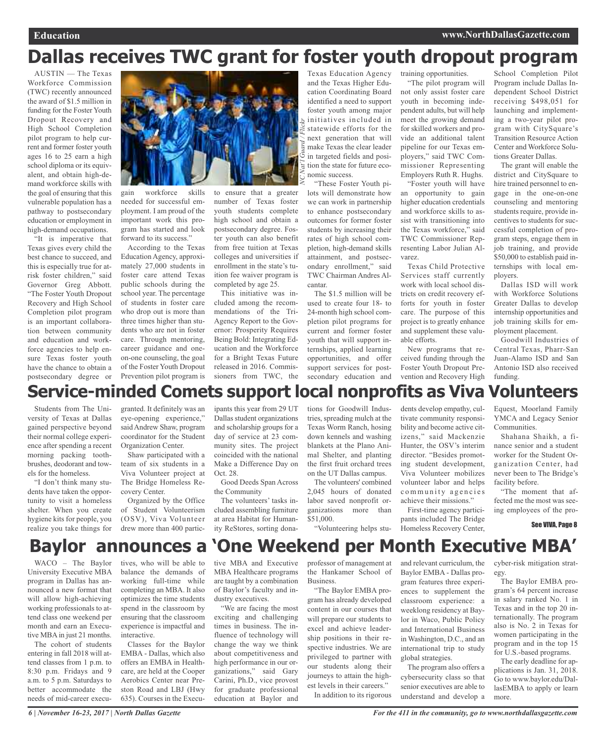# Dallas receives TWC grant for foster youth dropout program

AUSTIN — The Texas Workforce Commission (TWC) recently announced the award of $1.5 million in funding for the Foster Youth Dropout Recovery and High School Completion pilot program to help current and former foster youth ages 16 to 25 earn a high school diploma or its equivalent, and obtain high-demand workforce skills with the goal of ensuring that this vulnerable population has a pathway to postsecondary education or employment in high-demand occupations.

"It is imperative that Texas gives every child the best chance to succeed, and this is especially true for at-risk foster children," said Governor Greg Abbott. "The Foster Youth Dropout Recovery and High School Completion pilot program is an important collaboration between community and education and workforce agencies to help ensure Texas foster youth have the chance to obtain a postsecondary degree or gain workforce skills needed for successful employment. I am proud of the important work this program has started and look forward to its success."

According to the Texas Education Agency, approximately 27,000 students in foster care attend Texas public schools during the school year. The percentage of students in foster care who drop out is more than three times higher than students who are not in foster care. Through mentoring, career guidance and one-on-one counseling, the goal of the Foster Youth Dropout Prevention pilot program is to ensure that a greater number of Texas foster youth students complete high school and obtain a postsecondary degree. Foster youth can also benefit from free tuition at Texas colleges and universities if enrollment in the state's tuition fee waiver program is completed by age 25.

This initiative was included among the recommendations of the Tri-Agency Report to the Governor: Prosperity Requires Being Bold: Integrating Education and the Workforce for a Bright Texas Future released in 2016. Commissioners from TWC, the Texas Education Agency and the Texas Higher Education Coordinating Board identified a need to support foster youth among major initiatives included in statewide efforts for the next generation that will make Texas the clear leader in targeted fields and position the state for future economic success.

*NC Nat'l Guard / Flickr*

"These Foster Youth pilots will demonstrate how we can work in partnership to enhance postsecondary outcomes for former foster students by increasing their rates of high school completion, high-demand skills attainment, and postsecondary enrollment," said TWC Chairman Andres Alcantar.

The $1.5 million will be used to create four 18- to 24-month high school completion pilot programs for current and former foster youth that will support internships, applied learning opportunities, and offer support services for postsecondary education and training opportunities.

"The pilot program will not only assist foster care youth in becoming independent adults, but will help meet the growing demand for skilled workers and provide an additional talent pipeline for our Texas employers," said TWC Commissioner Representing Employers Ruth R. Hughs.

"Foster youth will have an opportunity to gain higher education credentials and workforce skills to assist with transitioning into the Texas workforce," said TWC Commissioner Representing Labor Julian Alvarez.

Texas Child Protective Services staff currently work with local school districts on credit recovery efforts for youth in foster care. The purpose of this project is to greatly enhance and supplement these valuable efforts.

New programs that received funding through the Foster Youth Dropout Prevention and Recovery High School Completion Pilot Program include Dallas Independent School District receiving $498,051 for launching and implementing a two-year pilot program with CitySquare's Transition Resource Action Center and Workforce Solutions Greater Dallas.

The grant will enable the district and CitySquare to hire trained personnel to engage in the one-on-one counseling and mentoring students require, provide incentives to students for successful completion of program steps, engage them in job training, and provide $50,000 to establish paid internships with local employers.

Dallas ISD will work with Workforce Solutions Greater Dallas to develop internship opportunities and job training skills for employment placement.

Goodwill Industries of Central Texas, Pharr-San Juan-Alamo ISD and San Antonio ISD also received funding.

# Service-minded Comets support local nonprofits as Viva Volunteers

Students from The University of Texas at Dallas gained perspective beyond their normal college experience after spending a recent morning packing toothbrushes, deodorant and towels for the homeless.

"I don't think many students have taken the opportunity to visit a homeless shelter. When you create hygiene kits for people, you realize you take things for granted. It definitely was an eye-opening experience," said Andrew Shaw, program coordinator for the Student Organization Center.

Shaw participated with a team of six students in a Viva Volunteer project at The Bridge Homeless Recovery Center.

Organized by the Office of Student Volunteerism (OSV), Viva Volunteer drew more than 400 participants this year from 29 UT Dallas student organizations and scholarship groups for a day of service at 23 community sites. The project coincided with the national Make a Difference Day on Oct. 28.

**Good Deeds Span Across the Community**

The volunteers' tasks included assembling furniture at area Habitat for Humanity ReStores, sorting donations for Goodwill Industries, spreading mulch at the Texas Worm Ranch, hosing down kennels and washing blankets at the Plano Animal Shelter, and planting the first fruit orchard trees on the UT Dallas campus.

The volunteers' combined 2,045 hours of donated labor saved nonprofit organizations more than $51,000.

"Volunteering helps students develop empathy, cultivate community responsibility and become active citizens," said Mackenzie Hunter, the OSV's interim director. "Besides promoting student development, Viva Volunteer mobilizes volunteer labor and helps community agencies achieve their missions."

First-time agency participants included The Bridge Homeless Recovery Center, Equest, Moorland Family YMCA and Legacy Senior Communities.

Shahana Shaikh, a finance senior and a student worker for the Student Organization Center, had never been to The Bridge's facility before.

"The moment that affected me the most was seeing employees of the pro-

See VIVA, Page 8

# Baylor announces a 'One Weekend per Month Executive MBA'

WACO – The Baylor University Executive MBA program in Dallas has announced a new format that will allow high-achieving working professionals to attend class one weekend per month and earn an Executive MBA in just 21 months.

The cohort of students entering in fall 2018 will attend classes from 1 p.m. to 8:30 p.m. Fridays and 9 a.m. to 5 p.m. Saturdays to better accommodate the needs of mid-career executives, who will be able to balance the demands of working full-time while completing an MBA. It also optimizes the time students spend in the classroom by ensuring that the classroom experience is impactful and interactive.

Classes for the Baylor EMBA - Dallas, which also offers an EMBA in Healthcare, are held at the Cooper Aerobics Center near Preston Road and LBJ (Hwy 635). Courses in the Executive MBA and Executive MBA Healthcare programs are taught by a combination of Baylor's faculty and industry executives.

"We are facing the most exciting and challenging times in business. The influence of technology will change the way we think about competitiveness and high performance in our organizations," said Gary Carini, Ph.D., vice provost for graduate professional education at Baylor and professor of management at the Hankamer School of Business.

"The Baylor EMBA program has already developed content in our courses that will prepare our students to excel and achieve leadership positions in their respective industries. We are privileged to partner with our students along their journeys to attain the highest levels in their careers."

In addition to its rigorous and relevant curriculum, the Baylor EMBA - Dallas program features three experiences to supplement the classroom experience: a weeklong residency at Baylor in Waco, Public Policy and International Business in Washington, D.C., and an international trip to study global strategies.

The program also offers a cybersecurity class so that senior executives are able to understand and develop a cyber-risk mitigation strategy.

The Baylor EMBA program's 64 percent increase in salary ranked No. 1 in Texas and in the top 20 internationally. The program also is No. 2 in Texas for women participating in the program and in the top 15 for U.S.-based programs.

The early deadline for applications is Jan. 31, 2018. Go to www.baylor.edu/DallasEMBA to apply or learn more.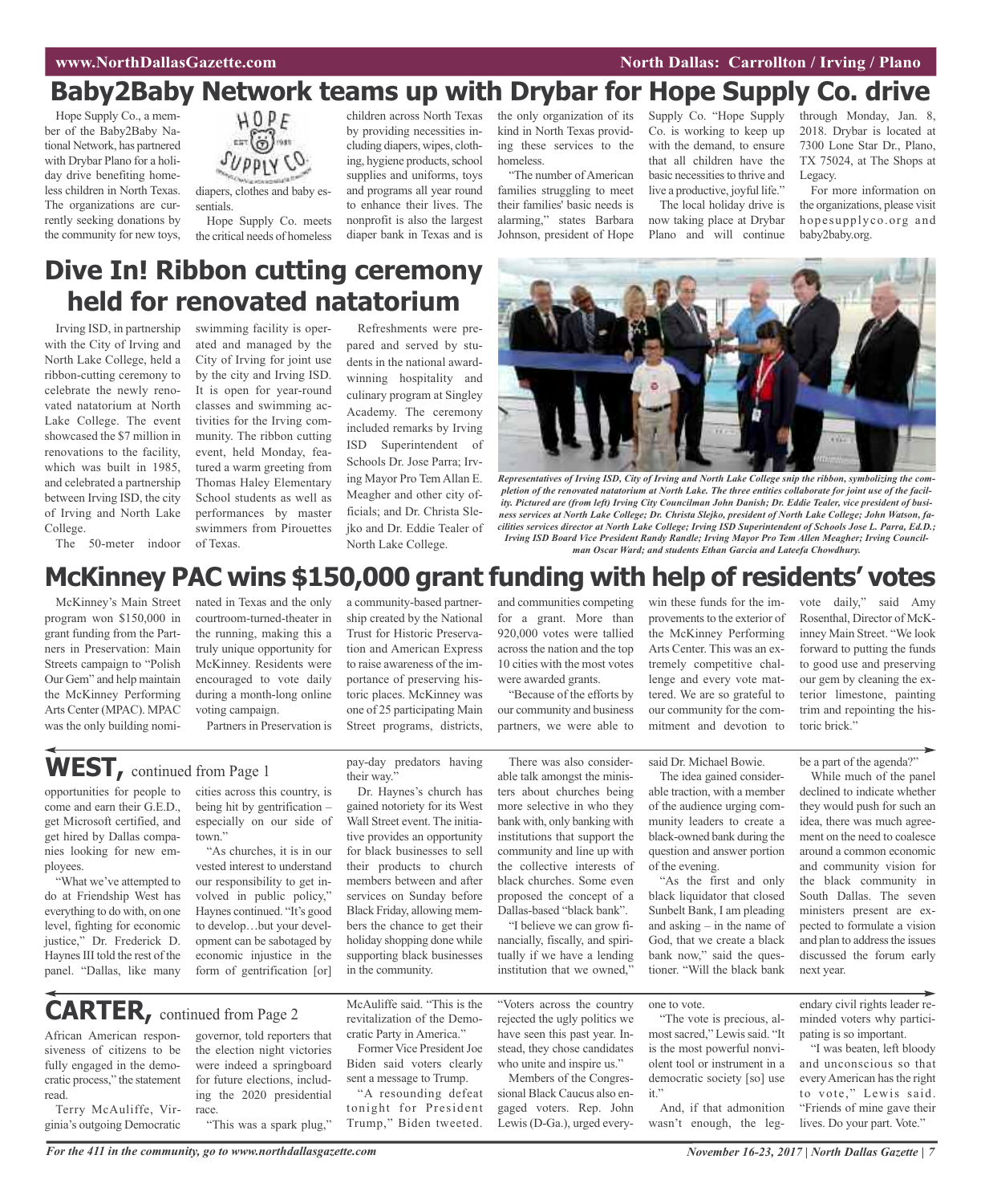# Baby2Baby Network teams up with Drybar for Hope Supply Co. drive

Hope Supply Co., a member of the Baby2Baby National Network, has partnered with Drybar Plano for a holiday drive benefiting homeless children in North Texas. The organizations are currently seeking donations by the community for new toys, diapers, clothes and baby essentials.

Hope Supply Co. meets the critical needs of homeless children across North Texas by providing necessities including diapers, wipes, clothing, hygiene products, school supplies and uniforms, toys and programs all year round to enhance their lives. The nonprofit is also the largest diaper bank in Texas and is the only organization of its kind in North Texas providing these services to the homeless.

"The number of American families struggling to meet their families' basic needs is alarming," states Barbara Johnson, president of Hope Supply Co. "Hope Supply Co. is working to keep up with the demand, to ensure that all children have the basic necessities to thrive and live a productive, joyful life."

The local holiday drive is now taking place at Drybar Plano and will continue through Monday, Jan. 8, 2018. Drybar is located at 7300 Lone Star Dr., Plano, TX 75024, at The Shops at Legacy.

For more information on the organizations, please visit hopesupplyco.org and baby2baby.org.

# Dive In! Ribbon cutting ceremony held for renovated natatorium

Irving ISD, in partnership with the City of Irving and North Lake College, held a ribbon-cutting ceremony to celebrate the newly renovated natatorium at North Lake College. The event showcased the $7 million in renovations to the facility, which was built in 1985, and celebrated a partnership between Irving ISD, the city of Irving and North Lake College.

The 50-meter indoor swimming facility is operated and managed by the City of Irving for joint use by the city and Irving ISD. It is open for year-round classes and swimming activities for the Irving community. The ribbon cutting event, held Monday, featured a warm greeting from Thomas Haley Elementary School students as well as performances by master swimmers from Pirouettes of Texas.

Refreshments were prepared and served by students in the national award-winning hospitality and culinary program at Singley Academy. The ceremony included remarks by Irving ISD Superintendent of Schools Dr. Jose Parra; Irving Mayor Pro Tem Allan E. Meagher and other city officials; and Dr. Christa Slejko and Dr. Eddie Tealer of North Lake College.

*Representatives of Irving ISD, City of Irving and North Lake College snip the ribbon, symbolizing the completion of the renovated natatorium at North Lake. The three entities collaborate for joint use of the facility. Pictured are (from left) Irving City Councilman John Danish; Dr. Eddie Tealer, vice president of business services at North Lake College; Dr. Christa Slejko, president of North Lake College; John Watson, facilities services director at North Lake College; Irving ISD Superintendent of Schools Jose L. Parra, Ed.D.; Irving ISD Board Vice President Randy Randle; Irving Mayor Pro Tem Allen Meagher; Irving Councilman Oscar Ward; and students Ethan Garcia and Lateefa Chowdhury.*

# McKinney PAC wins $150,000 grant funding with help of residents' votes

McKinney's Main Street program won $150,000 in grant funding from the Partners in Preservation: Main Streets campaign to "Polish Our Gem" and help maintain the McKinney Performing Arts Center (MPAC). MPAC was the only building nominated in Texas and the only courtroom-turned-theater in the running, making this a truly unique opportunity for McKinney. Residents were encouraged to vote daily during a month-long online voting campaign.

Partners in Preservation is a community-based partnership created by the National Trust for Historic Preservation and American Express to raise awareness of the importance of preserving historic places. McKinney was one of 25 participating Main Street programs, districts, and communities competing for a grant. More than 920,000 votes were tallied across the nation and the top 10 cities with the most votes were awarded grants.

"Because of the efforts by our community and business partners, we were able to win these funds for the improvements to the exterior of the McKinney Performing Arts Center. This was an extremely competitive challenge and every vote mattered. We are so grateful to our community for the commitment and devotion to vote daily," said Amy Rosenthal, Director of McKinney Main Street. "We look forward to putting the funds to good use and preserving our gem by cleaning the exterior limestone, painting trim and repointing the historic brick."

## WEST, continued from Page 1

opportunities for people to come and earn their G.E.D., get Microsoft certified, and get hired by Dallas companies looking for new employees.

"What we've attempted to do at Friendship West has everything to do with, on one level, fighting for economic justice," Dr. Frederick D. Haynes III told the rest of the panel. "Dallas, like many cities across this country, is being hit by gentrification – especially on our side of town."

"As churches, it is in our vested interest to understand our responsibility to get involved in public policy," Haynes continued. "It's good to develop…but your development can be sabotaged by economic injustice in the form of gentrification [or] pay-day predators having their way."

Dr. Haynes's church has gained notoriety for its West Wall Street event. The initiative provides an opportunity for black businesses to sell their products to church members between and after services on Sunday before Black Friday, allowing members the chance to get their holiday shopping done while supporting black businesses in the community.

There was also considerable talk amongst the ministers about churches being more selective in who they bank with, only banking with institutions that support the community and line up with the collective interests of black churches. Some even proposed the concept of a Dallas-based "black bank".

"I believe we can grow financially, fiscally, and spiritually if we have a lending institution that we owned," said Dr. Michael Bowie.

The idea gained considerable traction, with a member of the audience urging community leaders to create a black-owned bank during the question and answer portion of the evening.

"As the first and only black liquidator that closed Sunbelt Bank, I am pleading and asking – in the name of God, that we create a black bank now," said the questioner. "Will the black bank be a part of the agenda?"

While much of the panel declined to indicate whether they would push for such an idea, there was much agreement on the need to coalesce around a common economic and community vision for the black community in South Dallas. The seven ministers present are expected to formulate a vision and plan to address the issues discussed the forum early next year.

## CARTER, continued from Page 2

African American responsiveness of citizens to be fully engaged in the democratic process," the statement read.

Terry McAuliffe, Virginia's outgoing Democratic governor, told reporters that the election night victories were indeed a springboard for future elections, including the 2020 presidential race.

"This was a spark plug," McAuliffe said. "This is the revitalization of the Democratic Party in America."

Former Vice President Joe Biden said voters clearly sent a message to Trump.

"A resounding defeat tonight for President Trump," Biden tweeted. "Voters across the country rejected the ugly politics we have seen this past year. Instead, they chose candidates who unite and inspire us."

Members of the Congressional Black Caucus also engaged voters. Rep. John Lewis (D-Ga.), urged everyone to vote.

"The vote is precious, almost sacred," Lewis said. "It is the most powerful nonviolent tool or instrument in a democratic society [so] use it."

And, if that admonition wasn't enough, the legendary civil rights leader reminded voters why participating is so important.

"I was beaten, left bloody and unconscious so that every American has the right to vote," Lewis said. "Friends of mine gave their lives. Do your part. Vote."

For the 411 in the community, go to www.northdallasgazette.com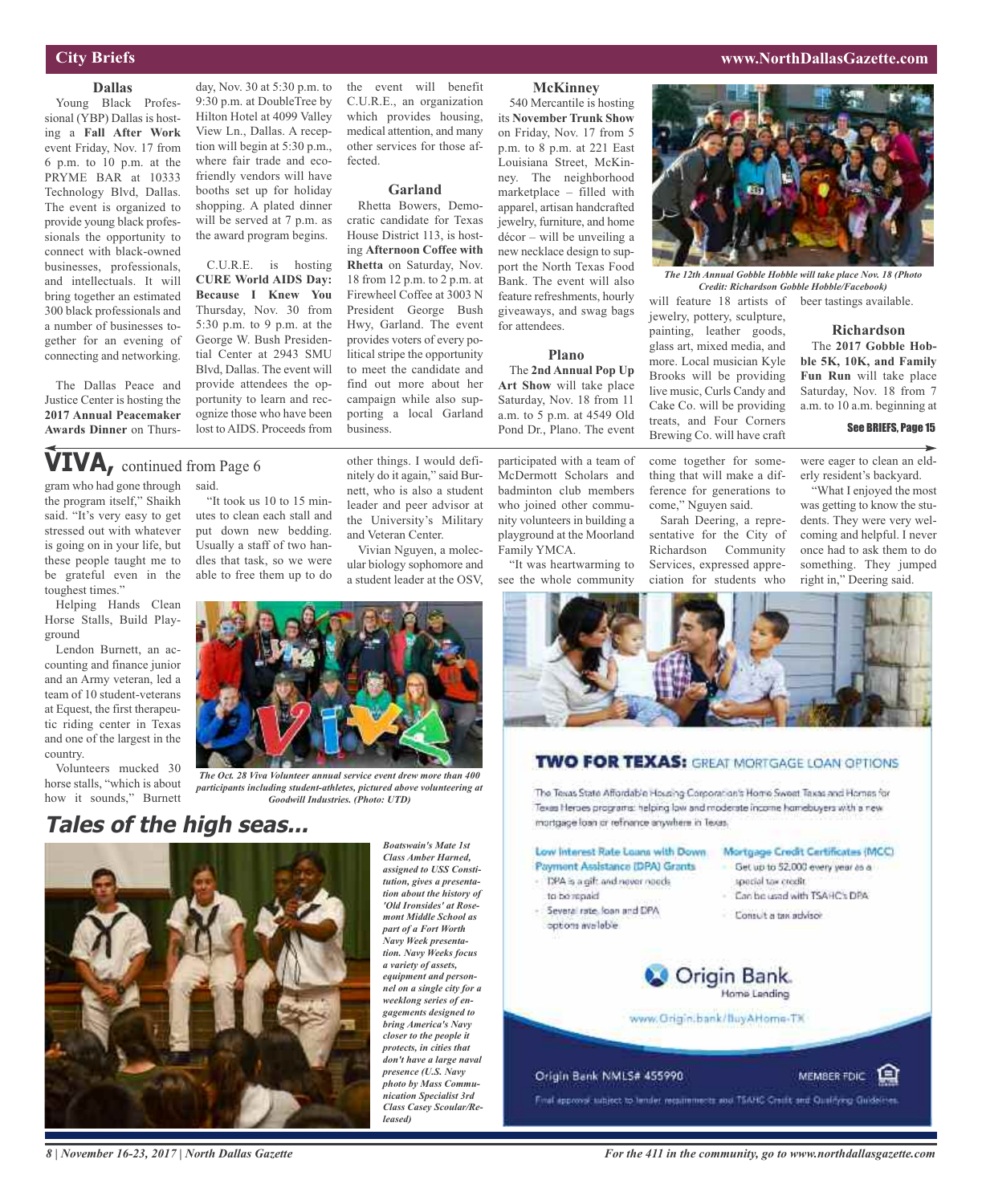## City Briefs

### Dallas

Young Black Professional (YBP) Dallas is hosting a **Fall After Work** event Friday, Nov. 17 from 6 p.m. to 10 p.m. at the PRYME BAR at 10333 Technology Blvd, Dallas. The event is organized to provide young black professionals the opportunity to connect with black-owned businesses, professionals, and intellectuals. It will bring together an estimated 300 black professionals and a number of businesses together for an evening of connecting and networking.

The Dallas Peace and Justice Center is hosting the **2017 Annual Peacemaker Awards Dinner** on Thursday, Nov. 30 at 5:30 p.m. to 9:30 p.m. at DoubleTree by Hilton Hotel at 4099 Valley View Ln., Dallas. A reception will begin at 5:30 p.m., where fair trade and eco-friendly vendors will have booths set up for holiday shopping. A plated dinner will be served at 7 p.m. as the award program begins.

C.U.R.E. is hosting **CURE World AIDS Day: Because I Knew You** Thursday, Nov. 30 from 5:30 p.m. to 9 p.m. at the George W. Bush Presidential Center at 2943 SMU Blvd, Dallas. The event will provide attendees the opportunity to learn and recognize those who have been lost to AIDS. Proceeds from the event will benefit C.U.R.E., an organization which provides housing, medical attention, and many other services for those affected.

### Garland

Rhetta Bowers, Democratic candidate for Texas House District 113, is hosting **Afternoon Coffee with Rhetta** on Saturday, Nov. 18 from 12 p.m. to 2 p.m. at Firewheel Coffee at 3003 N President George Bush Hwy, Garland. The event provides voters of every political stripe the opportunity to meet the candidate and find out more about her campaign while also supporting a local Garland business.

### McKinney

540 Mercantile is hosting its **November Trunk Show** on Friday, Nov. 17 from 5 p.m. to 8 p.m. at 221 East Louisiana Street, McKinney. The neighborhood marketplace – filled with apparel, artisan handcrafted jewelry, furniture, and home décor – will be unveiling a new necklace design to support the North Texas Food Bank. The event will also feature refreshments, hourly giveaways, and swag bags for attendees.

### Plano

The **2nd Annual Pop Up Art Show** will take place Saturday, Nov. 18 from 11 a.m. to 5 p.m. at 4549 Old Pond Dr., Plano. The event will feature 18 artists of jewelry, pottery, sculpture, painting, leather goods, glass art, mixed media, and more. Local musician Kyle Brooks will be providing live music, Curls Candy and Cake Co. will be providing treats, and Four Corners Brewing Co. will have craft beer tastings available.

*The 12th Annual Gobble Hobble will take place Nov. 18 (Photo Credit: Richardson Gobble Hobble/Facebook)*

### Richardson

The **2017 Gobble Hobble 5K, 10K, and Family Fun Run** will take place Saturday, Nov. 18 from 7 a.m. to 10 a.m. beginning at

See BRIEFS, Page 15

---

## VIVA, continued from Page 6

gram who had gone through the program itself," Shaikh said. "It's very easy to get stressed out with whatever is going on in your life, but these people taught me to be grateful even in the toughest times."

Helping Hands Clean Horse Stalls, Build Playground

Lendon Burnett, an accounting and finance junior and an Army veteran, led a team of 10 student-veterans at Equest, the first therapeutic riding center in Texas and one of the largest in the country.

Volunteers mucked 30 horse stalls, "which is about how it sounds," Burnett said.

"It took us 10 to 15 minutes to clean each stall and put down new bedding. Usually a staff of two handles that task, so we were able to free them up to do other things. I would definitely do it again," said Burnett, who is also a student leader and peer advisor at the University's Military and Veteran Center.

Vivian Nguyen, a molecular biology sophomore and a student leader at the OSV, participated with a team of McDermott Scholars and badminton club members who joined other community volunteers in building a playground at the Moorland Family YMCA.

"It was heartwarming to see the whole community come together for something that will make a difference for generations to come," Nguyen said.

Sarah Deering, a representative for the City of Richardson Community Services, expressed appreciation for students who were eager to clean an elderly resident's backyard.

"What I enjoyed the most was getting to know the students. They were very welcoming and helpful. I never once had to ask them to do something. They jumped right in," Deering said.

*The Oct. 28 Viva Volunteer annual service event drew more than 400 participants including student-athletes, pictured above volunteering at Goodwill Industries. (Photo: UTD)*

---

## Tales of the high seas...

*Boatswain's Mate 1st Class Amber Harned, assigned to USS Constitution, gives a presentation about the history of 'Old Ironsides' at Rosemont Middle School as part of a Fort Worth Navy Week presentation. Navy Weeks focus a variety of assets, equipment and personnel on a single city for a weeklong series of engagements designed to bring America's Navy closer to the people it protects, in cities that don't have a large naval presence (U.S. Navy photo by Mass Communication Specialist 3rd Class Casey Scoular/Released)*

---

**TWO FOR TEXAS:** GREAT MORTGAGE LOAN OPTIONS

The Texas State Affordable Housing Corporation's Home Sweet Texas and Homes for Texas Heroes programs: helping low and moderate income homebuyers with a new mortgage loan or refinance anywhere in Texas.

**Low Interest Rate Loans with Down Payment Assistance (DPA) Grants**
- DPA is a gift and never needs to be repaid
- Several rate, loan and DPA options available

**Mortgage Credit Certificates (MCC)**
- Get up to $2,000 every year as a special tax credit
- Can be used with TSAHC's DPA
- Consult a tax advisor

Origin Bank. Home Lending

www.Origin.bank/BuyAHome-TX

Origin Bank NMLS# 455990 — MEMBER FDIC

Final approval subject to lender requirements and TSAHC Credit and Qualifying Guidelines.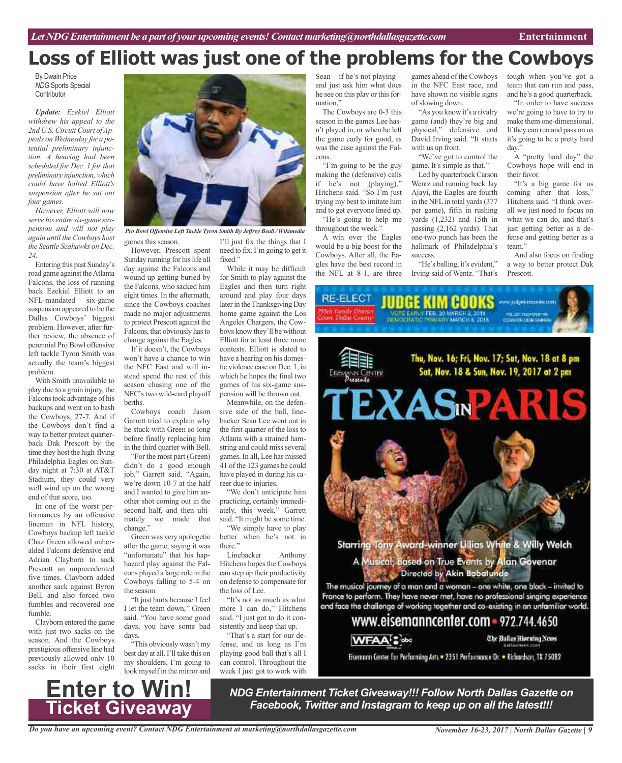# Loss of Elliott was just one of the problems for the Cowboys

By Dwain Price
*NDG* Sports Special Contributor

*Update: Ezekiel Elliott withdrew his appeal to the 2nd U.S. Circuit Court of Appeals on Wednesday for a potential preliminary injunction. A hearing had been scheduled for Dec. 1 for that preliminary injunction, which could have halted Elliott's suspension after he sat out four games.*

*However, Elliott will now serve his entire six-game suspension and will not play again until the Cowboys host the Seattle Seahawks on Dec. 24.*

Entering this past Sunday's road game against the Atlanta Falcons, the loss of running back Ezekiel Elliott to an NFL-mandated six-game suspension appeared to be the Dallas Cowboys' biggest problem. However, after further review, the absence of perennial Pro Bowl offensive left tackle Tyron Smith was actually the team's biggest problem.

With Smith unavailable to play due to a groin injury, the Falcons took advantage of his backups and went on to bash the Cowboys, 27-7. And if the Cowboys don't find a way to better protect quarterback Dak Prescott by the time they host the high-flying Philadelphia Eagles on Sunday night at 7:30 at AT&T Stadium, they could very well wind up on the wrong end of that score, too.

In one of the worst performances by an offensive lineman in NFL history, Cowboys backup left tackle Chaz Green allowed unheralded Falcons defensive end Adrian Clayborn to sack Prescott an unprecedented five times. Clayborn added another sack against Byron Bell, and also forced two fumbles and recovered one fumble.

Clayborn entered the game with just two sacks on the season. And the Cowboys prestigious offensive line had previously allowed only 10 sacks in their first eight games this season.

*Pro Bowl Offensive Left Tackle Tyron Smith By Jeffrey Beall / Wikimedia*

However, Prescott spent Sunday running for his life all day against the Falcons and wound up getting buried by the Falcons, who sacked him eight times. In the aftermath, since the Cowboys coaches made no major adjustments to protect Prescott against the Falcons, that obviously has to change against the Eagles.

If it doesn't, the Cowboys won't have a chance to win the NFC East and will instead spend the rest of this season chasing one of the NFC's two wild-card playoff berths.

Cowboys coach Jason Garrett tried to explain why he stuck with Green so long before finally replacing him in the third quarter with Bell.

"For the most part (Green) didn't do a good enough job," Garrett said. "Again, we're down 10-7 at the half and I wanted to give him another shot coming out in the second half, and then ultimately we made that change."

Green was very apologetic after the game, saying it was "unfortunate" that his haphazard play against the Falcons played a large role in the Cowboys falling to 5-4 on the season.

"It just hurts because I feel I let the team down," Green said. "You have some good days, you have some bad days.

"This obviously wasn't my best day at all. I'll take this on my shoulders, I'm going to look myself in the mirror and I'll just fix the things that I need to fix. I'm going to get it fixed."

While it may be difficult for Smith to play against the Eagles and then turn right around and play four days later in the Thanksgiving Day home game against the Los Angeles Chargers, the Cowboys know they'll be without Elliott for at least three more contests. Elliott is slated to have a hearing on his domestic violence case on Dec. 1, in which he hopes the final two games of his six-game suspension will be thrown out.

Meanwhile, on the defensive side of the ball, linebacker Sean Lee went out in the first quarter of the loss to Atlanta with a strained hamstring and could miss several games. In all, Lee has missed 41 of the 123 games he could have played in during his career due to injuries.

"We don't anticipate him practicing, certainly immediately, this week," Garrett said. "It might be some time.

"We simply have to play better when he's not in there."

Linebacker Anthony Hitchens hopes the Cowboys can step up their productivity on defense to compensate for the loss of Lee.

"It's not as much as what more I can do," Hitchens said. "I just got to do it consistently and keep that up.

"That's a start for our defense, and as long as I'm playing good ball that's all I can control. Throughout the week I just got to work with Sean – if he's not playing – and just ask him what does he see on this play or this formation."

The Cowboys are 0-3 this season in the games Lee hasn't played in, or when he left the game early for good, as was the case against the Falcons.

"I'm going to be the guy making the (defensive) calls if he's not (playing)," Hitchens said. "So I'm just trying my best to imitate him and to get everyone lined up.

"He's going to help me throughout the week."

A win over the Eagles would be a big boost for the Cowboys. After all, the Eagles have the best record in the NFL at 8-1, are three games ahead of the Cowboys in the NFC East race, and have shown no visible signs of slowing down.

"As you know it's a rivalry game (and) they're big and physical," defensive end David Irving said. "It starts with us up front.

"We've got to control the game. It's simple as that."

Led by quarterback Carson Wentz and running back Jay Ajayi, the Eagles are fourth in the NFL in total yards (377 per game), fifth in rushing yards (1,232) and 15th in passing (2,162 yards). That one-two punch has been the hallmark of Philadelphia's success.

"He's balling, it's evident," Irving said of Wentz. "That's tough when you've got a team that can run and pass, and he's a good quarterback.

"In order to have success we're going to have to try to make them one-dimensional. If they can run and pass on us it's going to be a pretty hard day."

A "pretty hard day" the Cowboys hope will end in their favor.

"It's a big game for us coming after that loss," Hitchens said. "I think overall we just need to focus on what we can do, and that's just getting better as a defense and getting better as a team."

And also focus on finding a way to better protect Dak Prescott.

RE-ELECT **JUDGE KIM COOKS** 255th Family District Court, Dallas County — VOTE EARLY FEB. 20-MARCH 2, 2018 — DEMOCRATIC PRIMARY MARCH 6, 2018

Eisemann Center Presents

Thu, Nov. 16; Fri, Nov. 17; Sat, Nov. 18 at 8 pm
Sat, Nov. 18 & Sun, Nov. 19, 2017 at 2 pm

**TEXAS IN PARIS**

Starring Tony Award-winner Lillias White & Willy Welch

A Musical, Based on True Events by Alan Govenar

Directed by Akin Babatunde

The musical journey of a man and a woman – one white, one black – invited to France to perform. They have never met, have no professional singing experience and face the challenge of working together and co-existing in an unfamiliar world.

www.eisemanncenter.com • 972.744.4650

WFAA abc — The Dallas Morning News

Eisemann Center for Performing Arts • 2351 Performance Dr. • Richardson, TX 75082

## Enter to Win! Ticket Giveaway

***NDG Entertainment Ticket Giveaway!!! Follow North Dallas Gazette on Facebook, Twitter and Instagram to keep up on all the latest!!!***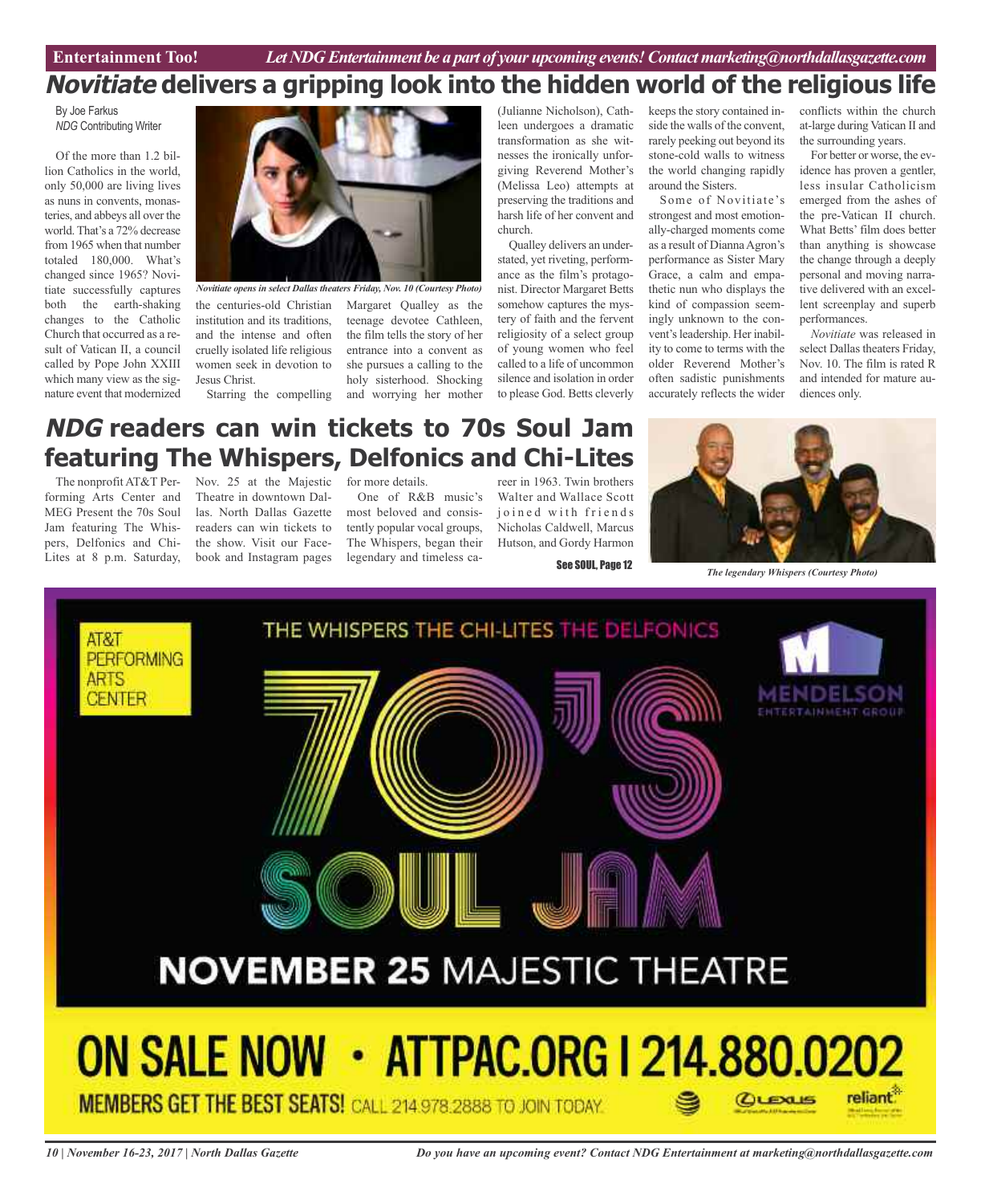Entertainment Too! *Let NDG Entertainment be a part of your upcoming events! Contact marketing@northdallasgazette.com*

# *Novitiate* delivers a gripping look into the hidden world of the religious life

By Joe Farkus
*NDG* Contributing Writer

Of the more than 1.2 billion Catholics in the world, only 50,000 are living lives as nuns in convents, monasteries, and abbeys all over the world. That's a 72% decrease from 1965 when that number totaled 180,000. What's changed since 1965? Novitiate successfully captures both the earth-shaking changes to the Catholic Church that occurred as a result of Vatican II, a council called by Pope John XXIII which many view as the signature event that modernized the centuries-old Christian institution and its traditions, and the intense and often cruelly isolated life religious women seek in devotion to Jesus Christ.

*Novitiate opens in select Dallas theaters Friday, Nov. 10 (Courtesy Photo)*

Starring the compelling Margaret Qualley as the teenage devotee Cathleen, the film tells the story of her entrance into a convent as she pursues a calling to the holy sisterhood. Shocking and worrying her mother (Julianne Nicholson), Cathleen undergoes a dramatic transformation as she witnesses the ironically unforgiving Reverend Mother's (Melissa Leo) attempts at preserving the traditions and harsh life of her convent and church.

Qualley delivers an understated, yet riveting, performance as the film's protagonist. Director Margaret Betts somehow captures the mystery of faith and the fervent religiosity of a select group of young women who feel called to a life of uncommon silence and isolation in order to please God. Betts cleverly keeps the story contained inside the walls of the convent, rarely peeking out beyond its stone-cold walls to witness the world changing rapidly around the Sisters.

Some of Novitiate's strongest and most emotionally-charged moments come as a result of Dianna Agron's performance as Sister Mary Grace, a calm and empathetic nun who displays the kind of compassion seemingly unknown to the convent's leadership. Her inability to come to terms with the older Reverend Mother's often sadistic punishments accurately reflects the wider conflicts within the church at-large during Vatican II and the surrounding years.

For better or worse, the evidence has proven a gentler, less insular Catholicism emerged from the ashes of the pre-Vatican II church. What Betts' film does better than anything is showcase the change through a deeply personal and moving narrative delivered with an excellent screenplay and superb performances.

*Novitiate* was released in select Dallas theaters Friday, Nov. 10. The film is rated R and intended for mature audiences only.

# *NDG* readers can win tickets to 70s Soul Jam featuring The Whispers, Delfonics and Chi-Lites

The nonprofit AT&T Performing Arts Center and MEG Present the 70s Soul Jam featuring The Whispers, Delfonics and Chi-Lites at 8 p.m. Saturday, Nov. 25 at the Majestic Theatre in downtown Dallas. North Dallas Gazette readers can win tickets to the show. Visit our Facebook and Instagram pages for more details.

One of R&B music's most beloved and consistently popular vocal groups, The Whispers, began their legendary and timeless career in 1963. Twin brothers Walter and Wallace Scott joined with friends Nicholas Caldwell, Marcus Hutson, and Gordy Harmon

See SOUL, Page 12

*The legendary Whispers (Courtesy Photo)*

AT&T PERFORMING ARTS CENTER

THE WHISPERS THE CHI-LITES THE DELFONICS

70'S SOUL JAM

MENDELSON ENTERTAINMENT GROUP

NOVEMBER 25 MAJESTIC THEATRE

ON SALE NOW • ATTPAC.ORG I 214.880.0202

MEMBERS GET THE BEST SEATS! CALL 214.978.2888 TO JOIN TODAY.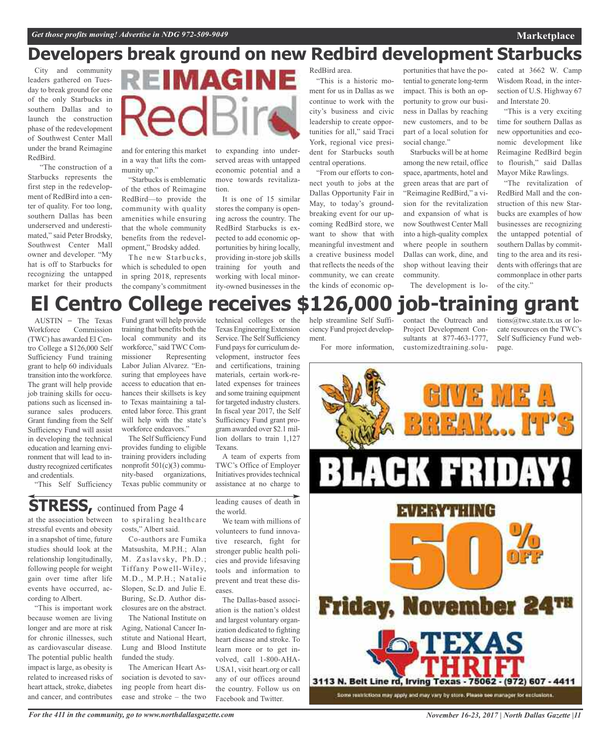# Developers break ground on new Redbird development Starbucks

City and community leaders gathered on Tuesday to break ground for one of the only Starbucks in southern Dallas and to launch the construction phase of the redevelopment of Southwest Center Mall under the brand Reimagine RedBird.

"The construction of a Starbucks represents the first step in the redevelopment of RedBird into a center of quality. For too long, southern Dallas has been underserved and underestimated," said Peter Brodsky, Southwest Center Mall owner and developer. "My hat is off to Starbucks for recognizing the untapped market for their products and for entering this market in a way that lifts the community up."

"Starbucks is emblematic of the ethos of Reimagine RedBird—to provide the community with quality amenities while ensuring that the whole community benefits from the redevelopment," Brodsky added.

The new Starbucks, which is scheduled to open in spring 2018, represents the company's commitment to expanding into underserved areas with untapped economic potential and a move towards revitalization.

It is one of 15 similar stores the company is opening across the country. The RedBird Starbucks is expected to add economic opportunities by hiring locally, providing in-store job skills training for youth and working with local minority-owned businesses in the RedBird area.

"This is a historic moment for us in Dallas as we continue to work with the city's business and civic leadership to create opportunities for all," said Traci York, regional vice president for Starbucks south central operations.

"From our efforts to connect youth to jobs at the Dallas Opportunity Fair in May, to today's groundbreaking event for our upcoming RedBird store, we want to show that with meaningful investment and a creative business model that reflects the needs of the community, we can create the kinds of economic opportunities that have the potential to generate long-term impact. This is both an opportunity to grow our business in Dallas by reaching new customers, and to be part of a local solution for social change."

Starbucks will be at home among the new retail, office space, apartments, hotel and green areas that are part of "Reimagine RedBird," a vision for the revitalization and expansion of what is now Southwest Center Mall into a high-quality complex where people in southern Dallas can work, dine, and shop without leaving their community.

The development is located at 3662 W. Camp Wisdom Road, in the intersection of U.S. Highway 67 and Interstate 20.

"This is a very exciting time for southern Dallas as new opportunities and economic development like Reimagine RedBird begin to flourish," said Dallas Mayor Mike Rawlings.

"The revitalization of RedBird Mall and the construction of this new Starbucks are examples of how businesses are recognizing the untapped potential of southern Dallas by committing to the area and its residents with offerings that are commonplace in other parts of the city."

# El Centro College receives $126,000 job-training grant

AUSTIN – The Texas Workforce Commission (TWC) has awarded El Centro College a $126,000 Self Sufficiency Fund training grant to help 60 individuals transition into the workforce. The grant will help provide job training skills for occupations such as licensed insurance sales producers. Grant funding from the Self Sufficiency Fund will assist in developing the technical education and learning environment that will lead to industry recognized certificates and credentials.

"This Self Sufficiency Fund grant will help provide training that benefits both the local community and its workforce," said TWC Commissioner Representing Labor Julian Alvarez. "Ensuring that employees have access to education that enhances their skillsets is key to Texas maintaining a talented labor force. This grant will help with the state's workforce endeavors."

The Self Sufficiency Fund provides funding to eligible training providers including nonprofit 501(c)(3) community-based organizations, Texas public community or technical colleges or the Texas Engineering Extension Service. The Self Sufficiency Fund pays for curriculum development, instructor fees and certifications, training materials, certain work-related expenses for trainees and some training equipment for targeted industry clusters. In fiscal year 2017, the Self Sufficiency Fund grant program awarded over $2.1 million dollars to train 1,127 Texans.

A team of experts from TWC's Office of Employer Initiatives provides technical assistance at no charge to help streamline Self Sufficiency Fund project development.

For more information, contact the Outreach and Project Development Consultants at 877-463-1777, customizedtraining.solutions@twc.state.tx.us or locate resources on the TWC's Self Sufficiency Fund webpage.

## STRESS, continued from Page 4

at the association between stressful events and obesity in a snapshot of time, future studies should look at the relationship longitudinally, following people for weight gain over time after life events have occurred, according to Albert.

"This is important work because women are living longer and are more at risk for chronic illnesses, such as cardiovascular disease. The potential public health impact is large, as obesity is related to increased risks of heart attack, stroke, diabetes and cancer, and contributes to spiraling healthcare costs," Albert said.

Co-authors are Fumika Matsushita, M.P.H.; Alan M. Zaslavsky, Ph.D.; Tiffany Powell-Wiley, M.D., M.P.H.; Natalie Slopen, Sc.D. and Julie E. Buring, Sc.D. Author disclosures are on the abstract.

The National Institute on Aging, National Cancer Institute and National Heart, Lung and Blood Institute funded the study.

The American Heart Association is devoted to saving people from heart disease and stroke – the two leading causes of death in the world.

We team with millions of volunteers to fund innovative research, fight for stronger public health policies and provide lifesaving tools and information to prevent and treat these diseases.

The Dallas-based association is the nation's oldest and largest voluntary organization dedicated to fighting heart disease and stroke. To learn more or to get involved, call 1-800-AHA-USA1, visit heart.org or call any of our offices around the country. Follow us on Facebook and Twitter.

GIVE ME A BREAK... IT'S BLACK FRIDAY!

EVERYTHING 50% OFF

Friday, November 24TH

TEXAS THRIFT

3113 N. Belt Line rd, Irving Texas - 75062 - (972) 607 - 4411

Some restrictions may apply and may vary by store. Please see manager for exclusions.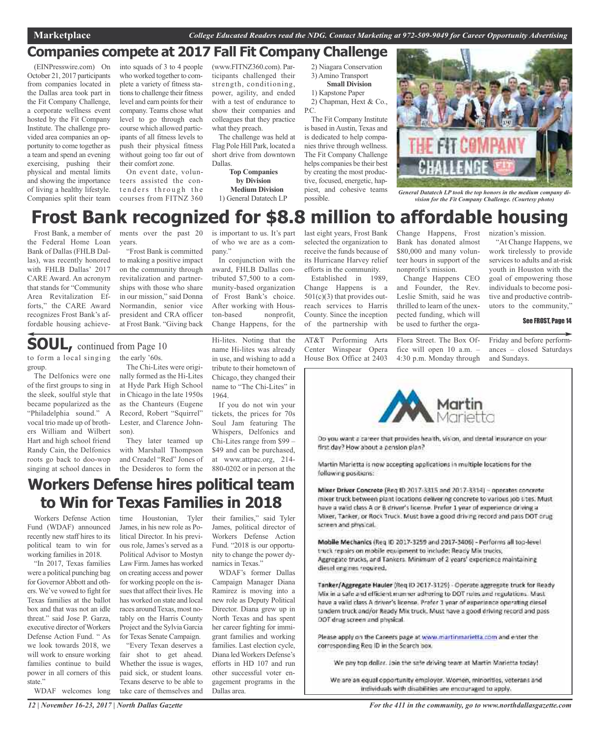## Companies compete at 2017 Fall Fit Company Challenge

(EINPresswire.com) On October 21, 2017 participants from companies located in the Dallas area took part in the Fit Company Challenge, a corporate wellness event hosted by the Fit Company Institute. The challenge provided area companies an opportunity to come together as a team and spend an evening exercising, pushing their physical and mental limits and showing the importance of living a healthy lifestyle. Companies split their team into squads of 3 to 4 people who worked together to complete a variety of fitness stations to challenge their fitness level and earn points for their company. Teams chose what level to go through each course which allowed participants of all fitness levels to push their physical fitness without going too far out of their comfort zone.

On event date, volunteers assisted the contenders through the courses from FITNZ 360 (www.FITNZ360.com). Participants challenged their strength, conditioning, power, agility, and ended with a test of endurance to show their companies and colleagues that they practice what they preach.

The challenge was held at Flag Pole Hill Park, located a short drive from downtown Dallas.

**Top Companies by Division**

**Medium Division**

1) General Datatech LP
2) Niagara Conservation
3) Amino Transport

**Small Division**

1) Kapstone Paper
2) Chapman, Hext & Co., P.C.

The Fit Company Institute is based in Austin, Texas and is dedicated to help companies thrive through wellness. The Fit Company Challenge helps companies be their best by creating the most productive, focused, energetic, happiest, and cohesive teams possible.

*General Datatech LP took the top honors in the medium company division for the Fit Company Challenge. (Courtesy photo)*

# Frost Bank recognized for $8.8 million to affordable housing

Frost Bank, a member of the Federal Home Loan Bank of Dallas (FHLB Dallas), was recently honored with FHLB Dallas' 2017 CARE Award. An acronym that stands for "Community Area Revitalization Efforts," the CARE Award recognizes Frost Bank's affordable housing achievements over the past 20 years.

"Frost Bank is committed to making a positive impact on the community through revitalization and partnerships with those who share in our mission," said Donna Normandin, senior vice president and CRA officer at Frost Bank. "Giving back is important to us. It's part of who we are as a company."

In conjunction with the award, FHLB Dallas contributed $7,500 to a community-based organization of Frost Bank's choice. After working with Houston-based nonprofit, Change Happens, for the last eight years, Frost Bank selected the organization to receive the funds because of its Hurricane Harvey relief efforts in the community.

Established in 1989, Change Happens is a 501(c)(3) that provides outreach services to Harris County. Since the inception of the partnership with Change Happens, Frost Bank has donated almost $80,000 and many volunteer hours in support of the nonprofit's mission.

Change Happens CEO and Founder, the Rev. Leslie Smith, said he was thrilled to learn of the unexpected funding, which will be used to further the organization's mission.

"At Change Happens, we work tirelessly to provide services to adults and at-risk youth in Houston with the goal of empowering those individuals to become positive and productive contributors to the community,"

See FROST, Page 14

## SOUL, continued from Page 10

to form a local singing group.

The Delfonics were one of the first groups to sing in the sleek, soulful style that became popularized as the "Philadelphia sound." A vocal trio made up of brothers William and Wilbert Hart and high school friend Randy Cain, the Delfonics roots go back to doo-wop singing at school dances in the early '60s.

The Chi-Lites were originally formed as the Hi-Lites at Hyde Park High School in Chicago in the late 1950s as the Chanteurs (Eugene Record, Robert "Squirrel" Lester, and Clarence Johnson).

They later teamed up with Marshall Thompson and Creadel "Red" Jones of the Desideros to form the Hi-lites. Noting that the name Hi-lites was already in use, and wishing to add a tribute to their hometown of Chicago, they changed their name to "The Chi-Lites" in 1964.

If you do not win your tickets, the prices for 70s Soul Jam featuring The Whispers, Delfonics and Chi-Lites range from $99 – $49 and can be purchased, at www.attpac.org, 214-880-0202 or in person at the AT&T Performing Arts Center Winspear Opera House Box Office at 2403 Flora Street. The Box Office will open 10 a.m. – 4:30 p.m. Monday through Friday and before performances – closed Saturdays and Sundays.

## Workers Defense hires political team to Win for Texas Families in 2018

Workers Defense Action Fund (WDAF) announced recently new staff hires to its political team to win for working families in 2018.

"In 2017, Texas families were a political punching bag for Governor Abbott and others. We've vowed to fight for Texas families at the ballot box and that was not an idle threat." said Jose P. Garza, executive director of Workers Defense Action Fund. " As we look towards 2018, we will work to ensure working families continue to build power in all corners of this state."

WDAF welcomes long time Houstonian, Tyler James, in his new role as Political Director. In his previous role, James's served as a Political Advisor to Mostyn Law Firm. James has worked on creating access and power for working people on the issues that affect their lives. He has worked on state and local races around Texas, most notably on the Harris County Project and the Sylvia Garcia for Texas Senate Campaign.

"Every Texan deserves a fair shot to get ahead. Whether the issue is wages, paid sick, or student loans. Texans deserve to be able to take care of themselves and their families," said Tyler James, political director of Workers Defense Action Fund. "2018 is our opportunity to change the power dynamics in Texas."

WDAF's former Dallas Campaign Manager Diana Ramirez is moving into a new role as Deputy Political Director. Diana grew up in North Texas and has spent her career fighting for immigrant families and working families. Last election cycle, Diana led Workers Defense's efforts in HD 107 and run other successful voter engagement programs in the Dallas area.

**Martin Marietta**

Do you want a career that provides health, vision, and dental insurance on your first day? How about a pension plan?

Martin Marietta is now accepting applications in multiple locations for the following positions:

**Mixer Driver Concrete** (Req ID 2017-3315 and 2017-3314) – operates concrete mixer truck between plant locations delivering concrete to various job sites. Must have a valid class A or B driver's license. Prefer 1 year of experience driving a Mixer, Tanker, or Rock Truck. Must have a good driving record and pass DOT drug screen and physical.

**Mobile Mechanics** (Req ID 2017-3259 and 2017-3406) - Performs all top-level truck repairs on mobile equipment to include: Ready Mix trucks, Aggregate trucks, and Tankers. Minimum of 2 years' experience maintaining diesel engines required.

**Tanker/Aggregate Hauler** (Req ID 2017-3129) - Operate aggregate truck for Ready Mix in a safe and efficient manner adhering to DOT rules and regulations. Must have a valid class A driver's license. Prefer 1 year of experience operating diesel tandem truck and/or Ready Mix truck. Must have a good driving record and pass DOT drug screen and physical.

Please apply on the Careers page at www.martinmarietta.com and enter the corresponding Req ID in the Search box.

We pay top dollar. Join the safe driving team at Martin Marietta today!

We are an equal opportunity employer. Women, minorities, veterans and individuals with disabilities are encouraged to apply.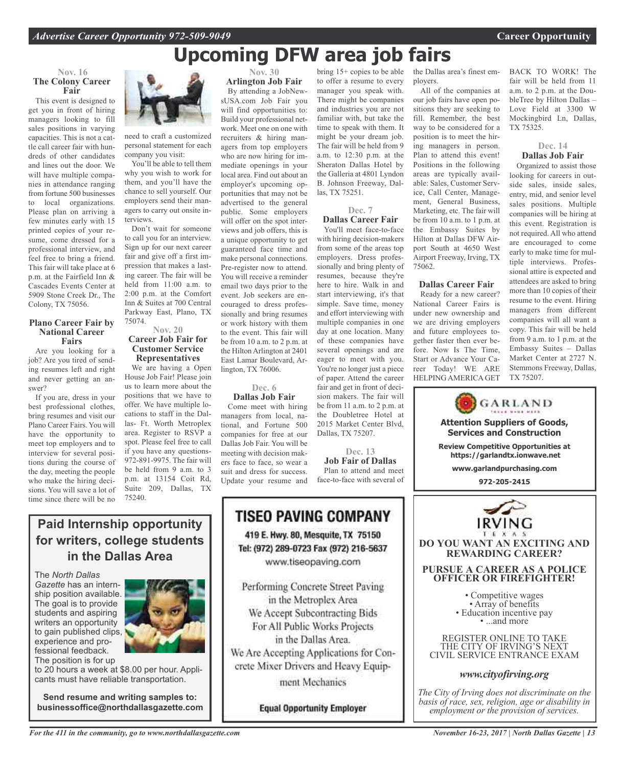# Upcoming DFW area job fairs

### Nov. 16
### The Colony Career Fair

This event is designed to get you in front of hiring managers looking to fill sales positions in varying capacities. This is not a cattle call career fair with hundreds of other candidates and lines out the door. We will have multiple companies in attendance ranging from fortune 500 businesses to local organizations. Please plan on arriving a few minutes early with 15 printed copies of your resume, come dressed for a professional interview, and feel free to bring a friend. This fair will take place at 6 p.m. at the Fairfield Inn & Cascades Events Center at 5909 Stone Creek Dr., The Colony, TX 75056.

### Plano Career Fair by National Career Fairs

Are you looking for a job? Are you tired of sending resumes left and right and never getting an answer?

If you are, dress in your best professional clothes, bring resumes and visit our Plano Career Fairs. You will have the opportunity to meet top employers and to interview for several positions during the course of the day, meeting the people who make the hiring decisions. You will save a lot of time since there will be no need to craft a customized personal statement for each company you visit:

You'll be able to tell them why you wish to work for them, and you'll have the chance to sell yourself. Our employers send their managers to carry out onsite interviews.

Don't wait for someone to call you for an interview. Sign up for our next career fair and give off a first impression that makes a lasting career. The fair will be held from 11:00 a.m. to 2:00 p.m. at the Comfort Inn & Suites at 700 Central Parkway East, Plano, TX 75074.

### Nov. 20
### Career Job Fair for Customer Service Representatives

We are having a Open House Job Fair! Please join us to learn more about the positions that we have to offer. We have multiple locations to staff in the Dallas- Ft. Worth Metroplex area. Register to RSVP a spot. Please feel free to call if you have any questions- 972-891-9975. The fair will be held from 9 a.m. to 3 p.m. at 13154 Coit Rd, Suite 209, Dallas, TX 75240.

### Nov. 30
### Arlington Job Fair

By attending a JobNewsUSA.com Job Fair you will find opportunities to: Build your professional network. Meet one on one with recruiters & hiring managers from top employers who are now hiring for immediate openings in your local area. Find out about an employer's upcoming opportunities that may not be advertised to the general public. Some employers will offer on the spot interviews and job offers, this is a unique opportunity to get guaranteed face time and make personal connections. Pre-register now to attend. You will receive a reminder email two days prior to the event. Job seekers are encouraged to dress professionally and bring resumes or work history with them to the event. This fair will be from 10 a.m. to 2 p.m. at the Hilton Arlington at 2401 East Lamar Boulevard, Arlington, TX 76006.

### Dec. 6
### Dallas Job Fair

Come meet with hiring managers from local, national, and Fortune 500 companies for free at our Dallas Job Fair. You will be meeting with decision makers face to face, so wear a suit and dress for success. Update your resume and bring 15+ copies to be able to offer a resume to every manager you speak with. There might be companies and industries you are not familiar with, but take the time to speak with them. It might be your dream job. The fair will be held from 9 a.m. to 12:30 p.m. at the Sheraton Dallas Hotel by the Galleria at 4801 Lyndon B. Johnson Freeway, Dallas, TX 75251.

### Dec. 7
### Dallas Career Fair

You'll meet face-to-face with hiring decision-makers from some of the areas top employers. Dress professionally and bring plenty of resumes, because they're here to hire. Walk in and start interviewing, it's that simple. Save time, money and effort interviewing with multiple companies in one day at one location. Many of these companies have several openings and are eager to meet with you. You're no longer just a piece of paper. Attend the career fair and get in front of decision makers. The fair will be from 11 a.m. to 2 p.m. at the Doubletree Hotel at 2015 Market Center Blvd, Dallas, TX 75207.

### Dec. 13
### Job Fair of Dallas

Plan to attend and meet face-to-face with several of the Dallas area's finest employers.

All of the companies at our job fairs have open positions they are seeking to fill. Remember, the best way to be considered for a position is to meet the hiring managers in person. Plan to attend this event! Positions in the following areas are typically available: Sales, Customer Service, Call Center, Management, General Business, Marketing, etc. The fair will be from 10 a.m. to 1 p.m. at the Embassy Suites by Hilton at Dallas DFW Airport South at 4650 West Airport Freeway, Irving, TX 75062.

### Dallas Career Fair

Ready for a new career? National Career Fairs is under new ownership and we are driving employers and future employees together faster then ever before. Now Is The Time, Start or Advance Your Career Today! WE ARE HELPING AMERICA GET BACK TO WORK! The fair will be held from 11 a.m. to 2 p.m. at the DoubleTree by Hilton Dallas – Love Field at 3300 W Mockingbird Ln, Dallas, TX 75325.

### Dec. 14
### Dallas Job Fair

Organized to assist those looking for careers in outside sales, inside sales, entry, mid, and senior level sales positions. Multiple companies will be hiring at this event. Registration is not required. All who attend are encouraged to come early to make time for multiple interviews. Professional attire is expected and attendees are asked to bring more than 10 copies of their resume to the event. Hiring managers from different companies will all want a copy. This fair will be held from 9 a.m. to 1 p.m. at the Embassy Suites – Dallas Market Center at 2727 N. Stemmons Freeway, Dallas, TX 75207.

---

**GARLAND**

**Attention Suppliers of Goods, Services and Construction**

**Review Competitive Opportunities at https://garlandtx.ionwave.net**

**www.garlandpurchasing.com**

**972-205-2415**

---

## Paid Internship opportunity for writers, college students in the Dallas Area

The *North Dallas Gazette* has an internship position available. The goal is to provide students and aspiring writers an opportunity to gain published clips, experience and professional feedback. The position is for up to 20 hours a week at $8.00 per hour. Applicants must have reliable transportation.

**Send resume and writing samples to: businessoffice@northdallasgazette.com**

---

## TISEO PAVING COMPANY

**419 E. Hwy. 80, Mesquite, TX 75150**
**Tel: (972) 289-0723 Fax (972) 216-5637**
www.tiseopaving.com

Performing Concrete Street Paving in the Metroplex Area
We Accept Subcontracting Bids For All Public Works Projects in the Dallas Area.
We Are Accepting Applications for Concrete Mixer Drivers and Heavy Equipment Mechanics

**Equal Opportunity Employer**

---

**IRVING**
TEXAS

**DO YOU WANT AN EXCITING AND REWARDING CAREER?**

**PURSUE A CAREER AS A POLICE OFFICER OR FIREFIGHTER!**

- Competitive wages
- Array of benefits
- Education incentive pay
- ...and more

REGISTER ONLINE TO TAKE THE CITY OF IRVING'S NEXT CIVIL SERVICE ENTRANCE EXAM

***www.cityofirving.org***

*The City of Irving does not discriminate on the basis of race, sex, religion, age or disability in employment or the provision of services.*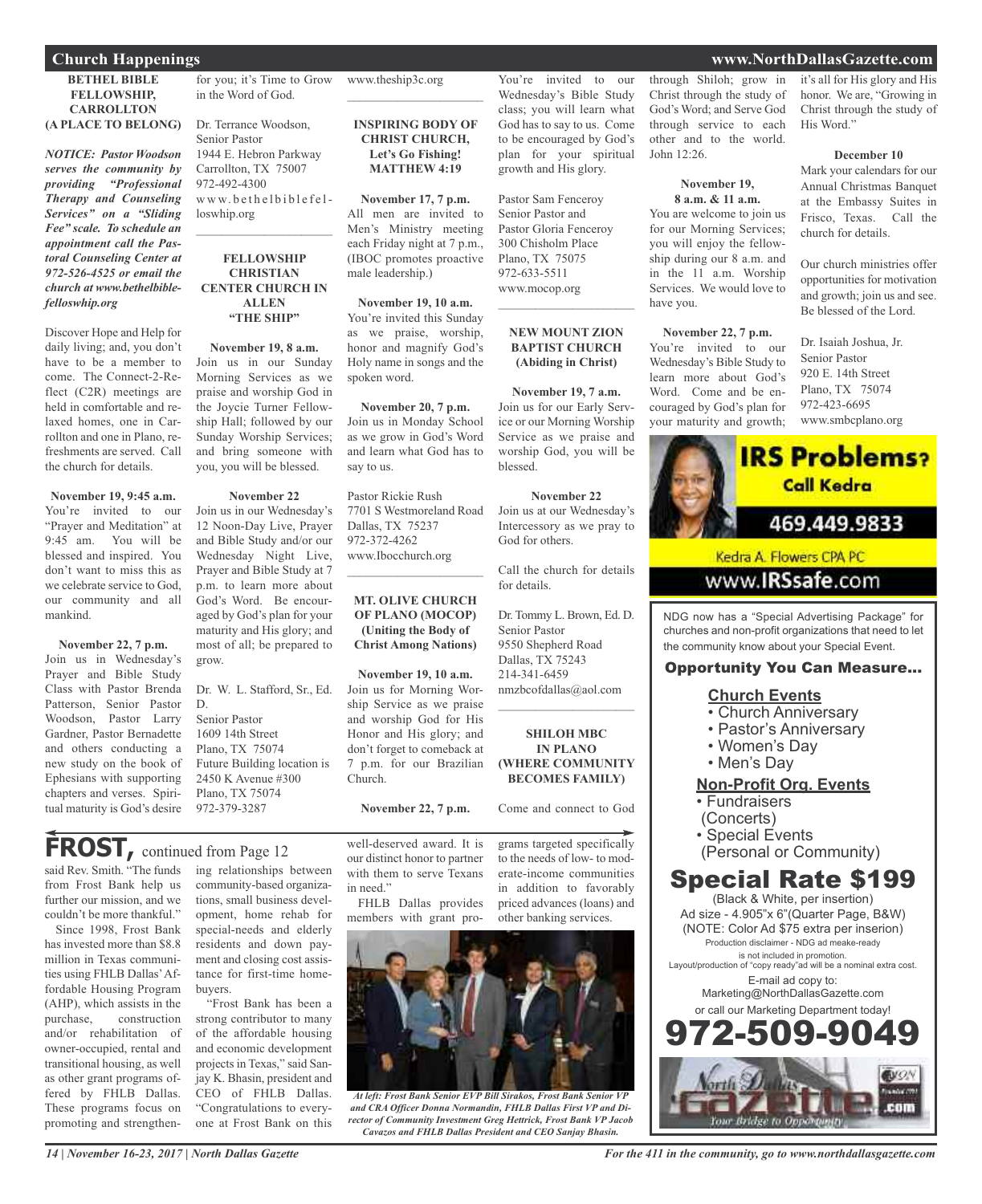## Church Happenings

**BETHEL BIBLE FELLOWSHIP, CARROLLTON (A PLACE TO BELONG)**

***NOTICE: Pastor Woodson serves the community by providing "Professional Therapy and Counseling Services" on a "Sliding Fee" scale. To schedule an appointment call the Pastoral Counseling Center at 972-526-4525 or email the church at www.bethelbiblefelloswhip.org***

Discover Hope and Help for daily living; and, you don't have to be a member to come. The Connect-2-Reflect (C2R) meetings are held in comfortable and relaxed homes, one in Carrollton and one in Plano, refreshments are served. Call the church for details.

**November 19, 9:45 a.m.**
You're invited to our "Prayer and Meditation" at 9:45 am. You will be blessed and inspired. You don't want to miss this as we celebrate service to God, our community and all mankind.

**November 22, 7 p.m.**
Join us in Wednesday's Prayer and Bible Study Class with Pastor Brenda Patterson, Senior Pastor Woodson, Pastor Larry Gardner, Pastor Bernadette and others conducting a new study on the book of Ephesians with supporting chapters and verses. Spiritual maturity is God's desire for you; it's Time to Grow in the Word of God.

Dr. Terrance Woodson,
Senior Pastor
1944 E. Hebron Parkway
Carrollton, TX 75007
972-492-4300
www.bethelbiblefelloswhip.org

---

**FELLOWSHIP CHRISTIAN CENTER CHURCH IN ALLEN "THE SHIP"**

**November 19, 8 a.m.**
Join us in our Sunday Morning Services as we praise and worship God in the Joycie Turner Fellowship Hall; followed by our Sunday Worship Services; and bring someone with you, you will be blessed.

**November 22**
Join us in our Wednesday's 12 Noon-Day Live, Prayer and Bible Study and/or our Wednesday Night Live, Prayer and Bible Study at 7 p.m. to learn more about God's Word. Be encouraged by God's plan for your maturity and His glory; and most of all; be prepared to grow.

Dr. W. L. Stafford, Sr., Ed. D.
Senior Pastor
1609 14th Street
Plano, TX 75074
Future Building location is 2450 K Avenue #300
Plano, TX 75074
972-379-3287
www.theship3c.org

---

**INSPIRING BODY OF CHRIST CHURCH, Let's Go Fishing! MATTHEW 4:19**

**November 17, 7 p.m.**
All men are invited to Men's Ministry meeting each Friday night at 7 p.m., (IBOC promotes proactive male leadership.)

**November 19, 10 a.m.**
You're invited this Sunday as we praise, worship, honor and magnify God's Holy name in songs and the spoken word.

**November 20, 7 p.m.**
Join us in Monday School as we grow in God's Word and learn what God has to say to us.

Pastor Rickie Rush
7701 S Westmoreland Road
Dallas, TX 75237
972-372-4262
www.Ibocchurch.org

---

**MT. OLIVE CHURCH OF PLANO (MOCOP) (Uniting the Body of Christ Among Nations)**

**November 19, 10 a.m.**
Join us for Morning Worship Service as we praise and worship God for His Honor and His glory; and don't forget to comeback at 7 p.m. for our Brazilian Church.

**November 22, 7 p.m.**
You're invited to our Wednesday's Bible Study class; you will learn what God has to say to us. Come to be encouraged by God's plan for your spiritual growth and His glory.

Pastor Sam Fenceroy
Senior Pastor and
Pastor Gloria Fenceroy
300 Chisholm Place
Plano, TX 75075
972-633-5511
www.mocop.org

---

**NEW MOUNT ZION BAPTIST CHURCH (Abiding in Christ)**

**November 19, 7 a.m.**
Join us for our Early Service or our Morning Worship Service as we praise and worship God, you will be blessed.

**November 22**
Join us at our Wednesday's Intercessory as we pray to God for others.

Call the church for details for details.

Dr. Tommy L. Brown, Ed. D.
Senior Pastor
9550 Shepherd Road
Dallas, TX 75243
214-341-6459
nmzbcofdallas@aol.com

---

**SHILOH MBC IN PLANO (WHERE COMMUNITY BECOMES FAMILY)**

Come and connect to God through Shiloh; grow in Christ through the study of God's Word; and Serve God through service to each other and to the world. John 12:26.

**November 19, 8 a.m. & 11 a.m.**
You are welcome to join us for our Morning Services; you will enjoy the fellowship during our 8 a.m. and in the 11 a.m. Worship Services. We would love to have you.

**November 22, 7 p.m.**
You're invited to our Wednesday's Bible Study to learn more about God's Word. Come and be encouraged by God's plan for your maturity and growth; it's all for His glory and His honor. We are, "Growing in Christ through the study of His Word."

**December 10**
Mark your calendars for our Annual Christmas Banquet at the Embassy Suites in Frisco, Texas. Call the church for details.

Our church ministries offer opportunities for motivation and growth; join us and see. Be blessed of the Lord.

Dr. Isaiah Joshua, Jr.
Senior Pastor
920 E. 14th Street
Plano, TX 75074
972-423-6695
www.smbcplano.org

---

**IRS Problems? Call Kedra**
469.449.9833
Kedra A. Flowers CPA PC
www.IRSsafe.com

---

NDG now has a "Special Advertising Package" for churches and non-profit organizations that need to let the community know about your Special Event.

**Opportunity You Can Measure...**

**Church Events**
- Church Anniversary
- Pastor's Anniversary
- Women's Day
- Men's Day

**Non-Profit Org. Events**
- Fundraisers (Concerts)
- Special Events (Personal or Community)

**Special Rate $199**
(Black & White, per insertion)
Ad size - 4.905"x 6"(Quarter Page, B&W)
(NOTE: Color Ad $75 extra per inserion)
Production disclaimer - NDG ad meake-ready is not included in promotion.
Layout/production of "copy ready"ad will be a nominal extra cost.
E-mail ad copy to:
Marketing@NorthDallasGazette.com
or call our Marketing Department today!
**972-509-9049**

---

## FROST, continued from Page 12

said Rev. Smith. "The funds from Frost Bank help us further our mission, and we couldn't be more thankful."

Since 1998, Frost Bank has invested more than $8.8 million in Texas communities using FHLB Dallas' Affordable Housing Program (AHP), which assists in the purchase, construction and/or rehabilitation of owner-occupied, rental and transitional housing, as well as other grant programs offered by FHLB Dallas. These programs focus on promoting and strengthening relationships between community-based organizations, small business development, home rehab for special-needs and elderly residents and down payment and closing cost assistance for first-time homebuyers.

"Frost Bank has been a strong contributor to many of the affordable housing and economic development projects in Texas," said Sanjay K. Bhasin, president and CEO of FHLB Dallas. "Congratulations to everyone at Frost Bank on this well-deserved award. It is our distinct honor to partner with them to serve Texans in need."

FHLB Dallas provides members with grant programs targeted specifically to the needs of low- to moderate-income communities in addition to favorably priced advances (loans) and other banking services.

*At left: Frost Bank Senior EVP Bill Sirakos, Frost Bank Senior VP and CRA Officer Donna Normandin, FHLB Dallas First VP and Director of Community Investment Greg Hettrick, Frost Bank VP Jacob Cavazos and FHLB Dallas President and CEO Sanjay Bhasin.*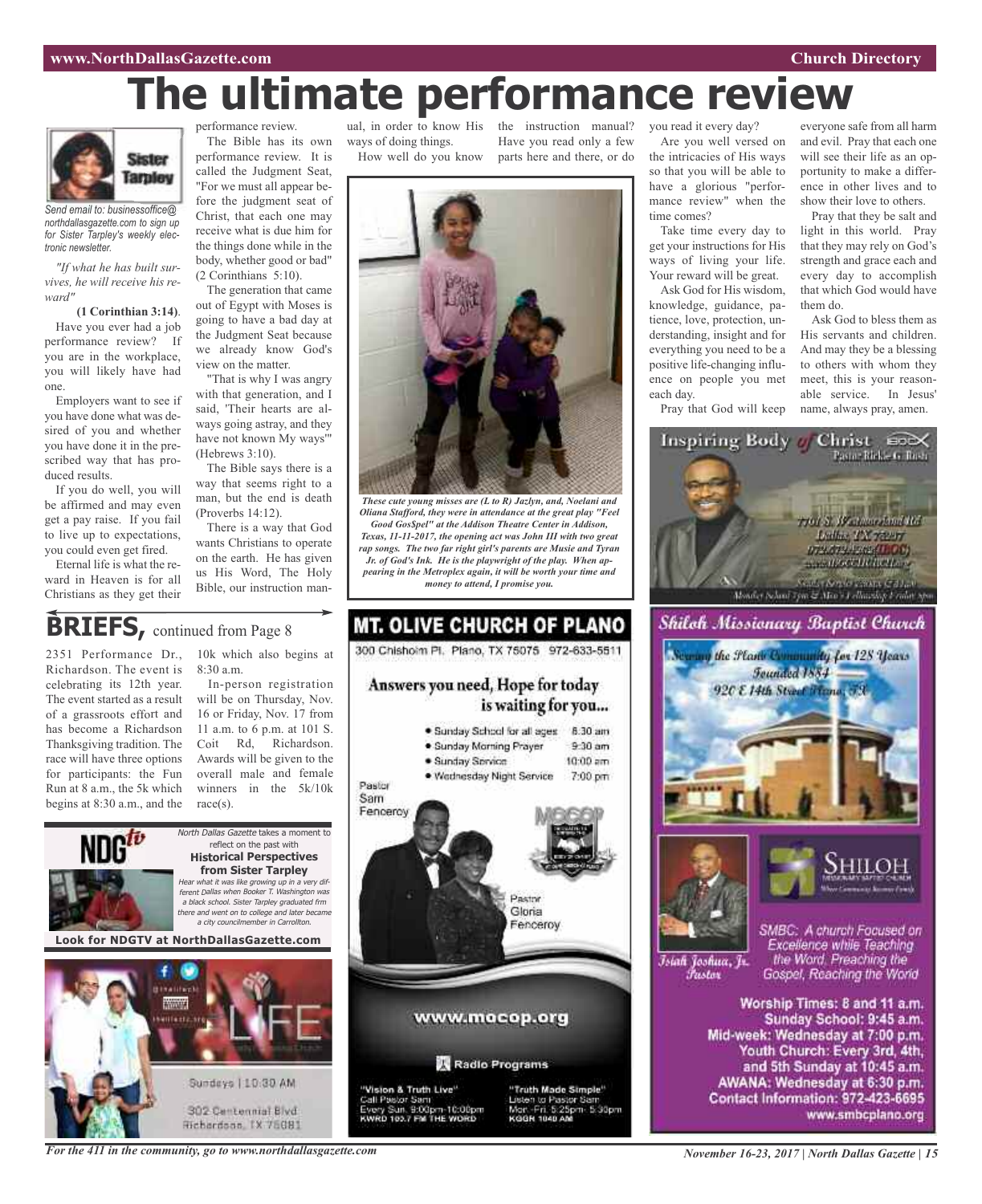# The ultimate performance review

**Sister Tarpley**

*Send email to: businessoffice@northdallasgazette.com to sign up for Sister Tarpley's weekly electronic newsletter.*

*"If what he has built survives, he will receive his reward"*

**(1 Corinthian 3:14)**.

Have you ever had a job performance review? If you are in the workplace, you will likely have had one.

Employers want to see if you have done what was desired of you and whether you have done it in the prescribed way that has produced results.

If you do well, you will be affirmed and may even get a pay raise. If you fail to live up to expectations, you could even get fired.

Eternal life is what the reward in Heaven is for all Christians as they get their performance review.

The Bible has its own performance review. It is called the Judgment Seat, "For we must all appear before the judgment seat of Christ, that each one may receive what is due him for the things done while in the body, whether good or bad" (2 Corinthians 5:10).

The generation that came out of Egypt with Moses is going to have a bad day at the Judgment Seat because we already know God's view on the matter.

"That is why I was angry with that generation, and I said, 'Their hearts are always going astray, and they have not known My ways'" (Hebrews 3:10).

The Bible says there is a way that seems right to a man, but the end is death (Proverbs 14:12).

There is a way that God wants Christians to operate on the earth. He has given us His Word, The Holy Bible, our instruction manual, in order to know His ways of doing things.

How well do you know the instruction manual? Have you read only a few parts here and there, or do you read it every day?

Are you well versed on the intricacies of His ways so that you will be able to have a glorious "performance review" when the time comes?

Take time every day to get your instructions for His ways of living your life. Your reward will be great.

Ask God for His wisdom, knowledge, guidance, patience, love, protection, understanding, insight and for everything you need to be a positive life-changing influence on people you met each day.

Pray that God will keep everyone safe from all harm and evil. Pray that each one will see their life as an opportunity to make a difference in other lives and to show their love to others.

Pray that they be salt and light in this world. Pray that they may rely on God's strength and grace each and every day to accomplish that which God would have them do.

Ask God to bless them as His servants and children. And may they be a blessing to others with whom they meet, this is your reasonable service. In Jesus' name, always pray, amen.

*These cute young misses are (L to R) Jazlyn, and, Noelani and Oliana Stafford, they were in attendance at the great play "Feel Good Gos$pel" at the Addison Theatre Center in Addison, Texas, 11-11-2017, the opening act was John III with two great rap songs. The two far right girl's parents are Music and Tyran Jr. of God's Ink. He is the playwright of the play. When appearing in the Metroplex again, it will be worth your time and money to attend, I promise you.*

## BRIEFS, continued from Page 8

2351 Performance Dr., Richardson. The event is celebrating its 12th year. The event started as a result of a grassroots effort and has become a Richardson Thanksgiving tradition. The race will have three options for participants: the Fun Run at 8 a.m., the 5k which begins at 8:30 a.m., and the 10k which also begins at 8:30 a.m.

In-person registration will be on Thursday, Nov. 16 or Friday, Nov. 17 from 11 a.m. to 6 p.m. at 101 S. Coit Rd, Richardson. Awards will be given to the overall male and female winners in the 5k/10k race(s).

**NDGtv**

*North Dallas Gazette* takes a moment to reflect on the past with **Historical Perspectives from Sister Tarpley**

*Hear what it was like growing up in a very different Dallas when Booker T. Washington was a black school. Sister Tarpley graduated frm there and went on to college and later became a city councilmember in Carrollton.*

**Look for NDGTV at NorthDallasGazette.com**

LIFE

Sundays | 10:30 AM

302 Centennial Blvd. Richardson, TX 75081

## MT. OLIVE CHURCH OF PLANO

300 Chisholm Pl. Plano, TX 75075 972-633-5511

**Answers you need, Hope for today is waiting for you...**

- Sunday School for all ages 8:30 am
- Sunday Morning Prayer 9:30 am
- Sunday Service 10:00 am
- Wednesday Night Service 7:00 pm

Pastor Sam Fenceroy

Pastor Gloria Fenceroy

www.mocop.org

**Radio Programs**

"Vision & Truth Live"
Call Pastor Sam
Every Sun. 9:00pm-10:00pm
KWRD 103.7 FM THE WORD

"Truth Made Simple"
Listen to Pastor Sam
Mon.-Fri. 5:25pm- 5:30pm
KGGR 1040 AM

## Inspiring Body of Christ

Pastor Richie G. Butler

7701 S. Westmoreland Rd
Dallas, TX 75237
972.372.4262 (IBOC)
www.IBOCCHURCH.org

## Shiloh Missionary Baptist Church

Serving the Plano Community for 128 Years
Founded 1884
920 E 14th Street Plano, TX

SHILOH

Isiah Joshua, Jr.
Pastor

SMBC: A church Focused on Excellence while Teaching the Word, Preaching the Gospel, Reaching the World

**Worship Times: 8 and 11 a.m.**
**Sunday School: 9:45 a.m.**
**Mid-week: Wednesday at 7:00 p.m.**
**Youth Church: Every 3rd, 4th, and 5th Sunday at 10:45 a.m.**
**AWANA: Wednesday at 6:30 p.m.**
**Contact Information: 972-423-6695**
**www.smbcplano.org**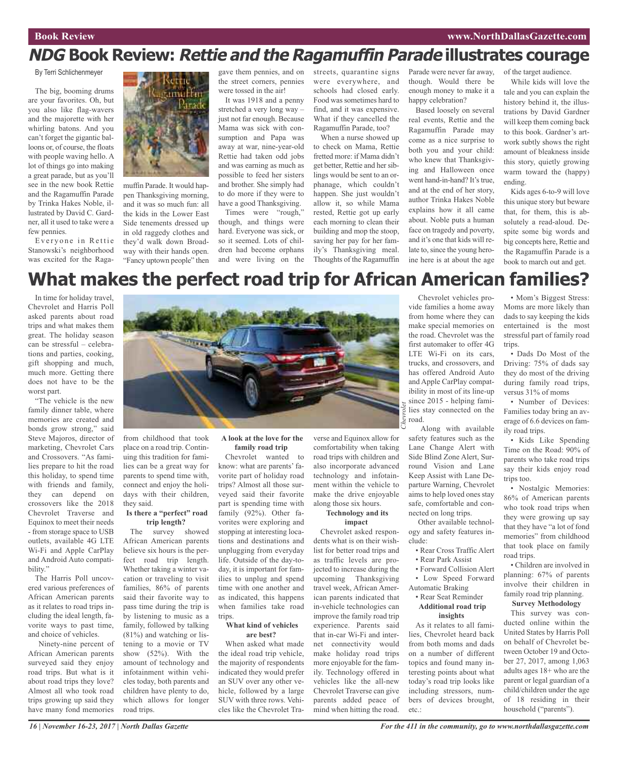# *NDG* Book Review: *Rettie and the Ragamuffin Parade* illustrates courage

By Terri Schlichenmeyer

The big, booming drums are your favorites. Oh, but you also like flag-wavers and the majorette with her whirling batons. And you can't forget the gigantic balloons or, of course, the floats with people waving hello. A lot of things go into making a great parade, but as you'll see in the new book Rettie and the Ragamuffin Parade by Trinka Hakes Noble, illustrated by David C. Gardner, all it used to take were a few pennies.

Everyone in Rettie Stanowski's neighborhood was excited for the Ragamuffin Parade. It would happen Thanksgiving morning, and it was so much fun: all the kids in the Lower East Side tenements dressed up in old raggedy clothes and they'd walk down Broadway with their hands open. "Fancy uptown people" then gave them pennies, and on the street corners, pennies were tossed in the air!

It was 1918 and a penny stretched a very long way – just not far enough. Because Mama was sick with consumption and Papa was away at war, nine-year-old Rettie had taken odd jobs and was earning as much as possible to feed her sisters and brother. She simply had to do more if they were to have a good Thanksgiving.

Times were "rough," though, and things were hard. Everyone was sick, or so it seemed. Lots of children had become orphans and were living on the streets, quarantine signs were everywhere, and schools had closed early. Food was sometimes hard to find, and it was expensive. What if they cancelled the Ragamuffin Parade, too?

When a nurse showed up to check on Mama, Rettie fretted more: if Mama didn't get better, Rettie and her siblings would be sent to an orphanage, which couldn't happen. She just wouldn't allow it, so while Mama rested, Rettie got up early each morning to clean their building and mop the stoop, saving her pay for her family's Thanksgiving meal. Thoughts of the Ragamuffin Parade were never far away, though. Would there be enough money to make it a happy celebration?

Based loosely on several real events, Rettie and the Ragamuffin Parade may come as a nice surprise to both you and your child: who knew that Thanksgiving and Halloween once went hand-in-hand? It's true, and at the end of her story, author Trinka Hakes Noble explains how it all came about. Noble puts a human face on tragedy and poverty, and it's one that kids will relate to, since the young heroine here is at about the age of the target audience.

While kids will love the tale and you can explain the history behind it, the illustrations by David Gardner will keep them coming back to this book. Gardner's artwork subtly shows the right amount of bleakness inside this story, quietly growing warm toward the (happy) ending.

Kids ages 6-to-9 will love this unique story but beware that, for them, this is absolutely a read-aloud. Despite some big words and big concepts here, Rettie and the Ragamuffin Parade is a book to march out and get.

# What makes the perfect road trip for African American families?

In time for holiday travel, Chevrolet and Harris Poll asked parents about road trips and what makes them great. The holiday season can be stressful – celebrations and parties, cooking, gift shopping and much, much more. Getting there does not have to be the worst part.

"The vehicle is the new family dinner table, where memories are created and bonds grow strong," said Steve Majoros, director of marketing, Chevrolet Cars and Crossovers. "As families prepare to hit the road this holiday, to spend time with friends and family, they can depend on crossovers like the 2018 Chevrolet Traverse and Equinox to meet their needs - from storage space to USB outlets, available 4G LTE Wi-Fi and Apple CarPlay and Android Auto compatibility."

The Harris Poll uncovered various preferences of African American parents as it relates to road trips including the ideal length, favorite ways to past time, and choice of vehicles.

Ninety-nine percent of African American parents surveyed said they enjoy road trips. But what is it about road trips they love? Almost all who took road trips growing up said they have many fond memories from childhood that took place on a road trip. Continuing this tradition for families can be a great way for parents to spend time with, connect and enjoy the holidays with their children, they said.

**Is there a "perfect" road trip length?**

The survey showed African American parents believe six hours is the perfect road trip length. Whether taking a winter vacation or traveling to visit families, 86% of parents said their favorite way to pass time during the trip is by listening to music as a family, followed by talking (81%) and watching or listening to a movie or TV show (52%). With the amount of technology and infotainment within vehicles today, both parents and children have plenty to do, which allows for longer road trips.

**A look at the love for the family road trip**

Chevrolet wanted to know: what are parents' favorite part of holiday road trips? Almost all those surveyed said their favorite part is spending time with family (92%). Other favorites were exploring and stopping at interesting locations and destinations and unplugging from everyday life. Outside of the day-to-day, it is important for families to unplug and spend time with one another and as indicated, this happens when families take road trips.

**What kind of vehicles are best?**

When asked what made the ideal road trip vehicle, the majority of respondents indicated they would prefer an SUV over any other vehicle, followed by a large SUV with three rows. Vehicles like the Chevrolet Traverse and Equinox allow for comfortability when taking road trips with children and also incorporate advanced technology and infotainment within the vehicle to make the drive enjoyable along those six hours.

**Technology and its impact**

Chevrolet asked respondents what is on their wishlist for better road trips and as traffic levels are projected to increase during the upcoming Thanksgiving travel week, African American parents indicated that in-vehicle technologies can improve the family road trip experience. Parents said that in-car Wi-Fi and internet connectivity would make holiday road trips more enjoyable for the family. Technology offered in vehicles like the all-new Chevrolet Traverse can give parents added peace of mind when hitting the road.

Chevrolet

Chevrolet vehicles provide families a home away from home where they can make special memories on the road. Chevrolet was the first automaker to offer 4G LTE Wi-Fi on its cars, trucks, and crossovers, and has offered Android Auto and Apple CarPlay compatibility in most of its line-up since 2015 - helping families stay connected on the road.

Along with available safety features such as the Lane Change Alert with Side Blind Zone Alert, Surround Vision and Lane Keep Assist with Lane Departure Warning, Chevrolet aims to help loved ones stay safe, comfortable and connected on long trips.

Other available technology and safety features include:

- Rear Cross Traffic Alert
- Rear Park Assist
- Forward Collision Alert
- Low Speed Forward Automatic Braking
- Rear Seat Reminder

**Additional road trip insights**

As it relates to all families, Chevrolet heard back from both moms and dads on a number of different topics and found many interesting points about what today's road trip looks like including stressors, numbers of devices brought, etc.:

- Mom's Biggest Stress: Moms are more likely than dads to say keeping the kids entertained is the most stressful part of family road trips.
- Dads Do Most of the Driving: 75% of dads say they do most of the driving during family road trips, versus 31% of moms
- Number of Devices: Families today bring an average of 6.6 devices on family road trips.
- Kids Like Spending Time on the Road: 90% of parents who take road trips say their kids enjoy road trips too.
- Nostalgic Memories: 86% of American parents who took road trips when they were growing up say that they have "a lot of fond memories" from childhood that took place on family road trips.
- Children are involved in planning: 67% of parents involve their children in family road trip planning.

**Survey Methodology**

This survey was conducted online within the United States by Harris Poll on behalf of Chevrolet between October 19 and October 27, 2017, among 1,063 adults ages 18+ who are the parent or legal guardian of a child/children under the age of 18 residing in their household ("parents").